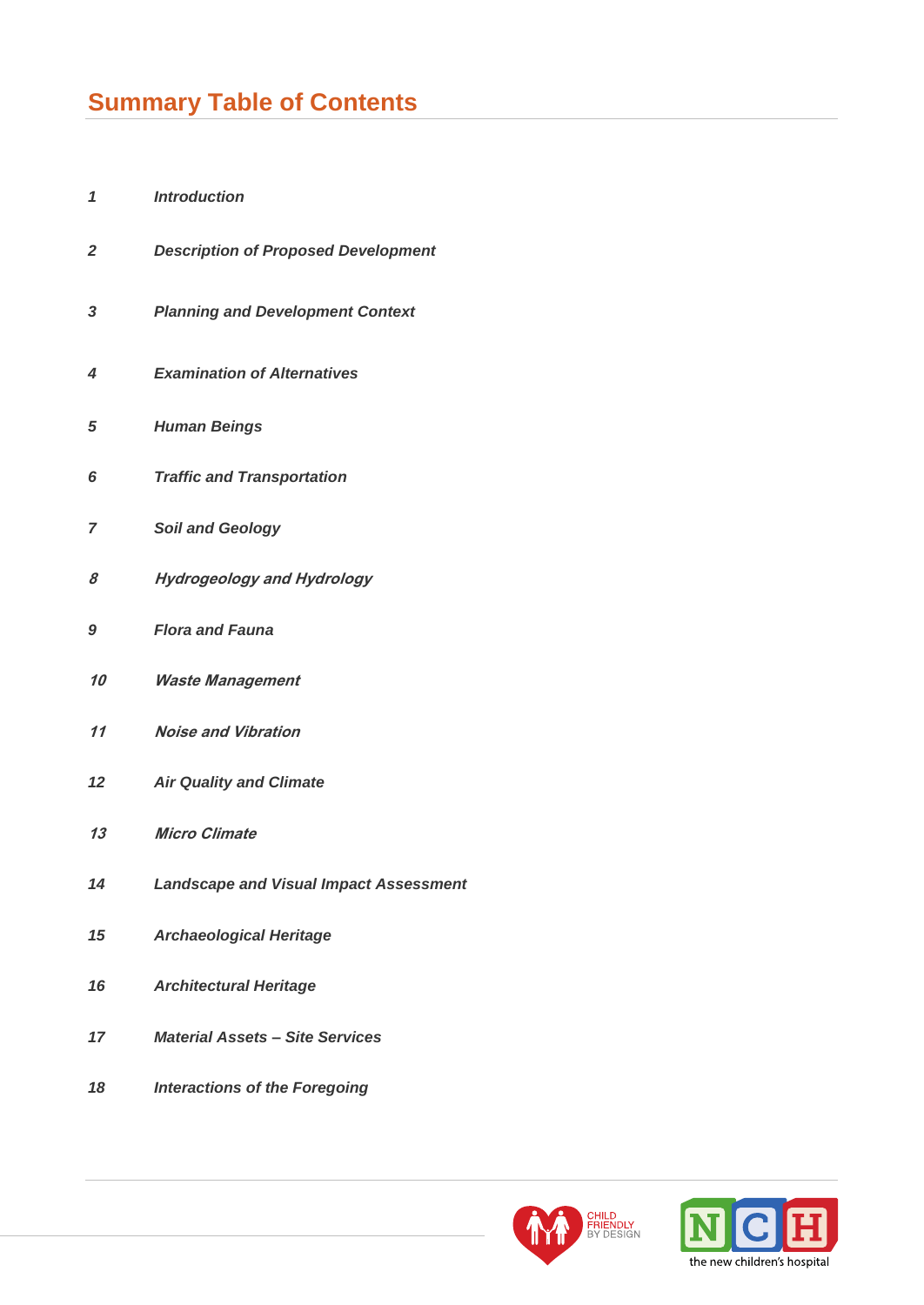# Summary Table of Contents

| | |
|---|---|
| *1* | ***Introduction*** |
| *2* | ***Description of Proposed Development*** |
| *3* | ***Planning and Development Context*** |
| *4* | ***Examination of Alternatives*** |
| *5* | ***Human Beings*** |
| *6* | ***Traffic and Transportation*** |
| *7* | ***Soil and Geology*** |
| *8* | ***Hydrogeology and Hydrology*** |
| *9* | ***Flora and Fauna*** |
| *10* | ***Waste Management*** |
| *11* | ***Noise and Vibration*** |
| *12* | ***Air Quality and Climate*** |
| *13* | ***Micro Climate*** |
| *14* | ***Landscape and Visual Impact Assessment*** |
| *15* | ***Archaeological Heritage*** |
| *16* | ***Architectural Heritage*** |
| *17* | ***Material Assets – Site Services*** |
| *18* | ***Interactions of the Foregoing*** |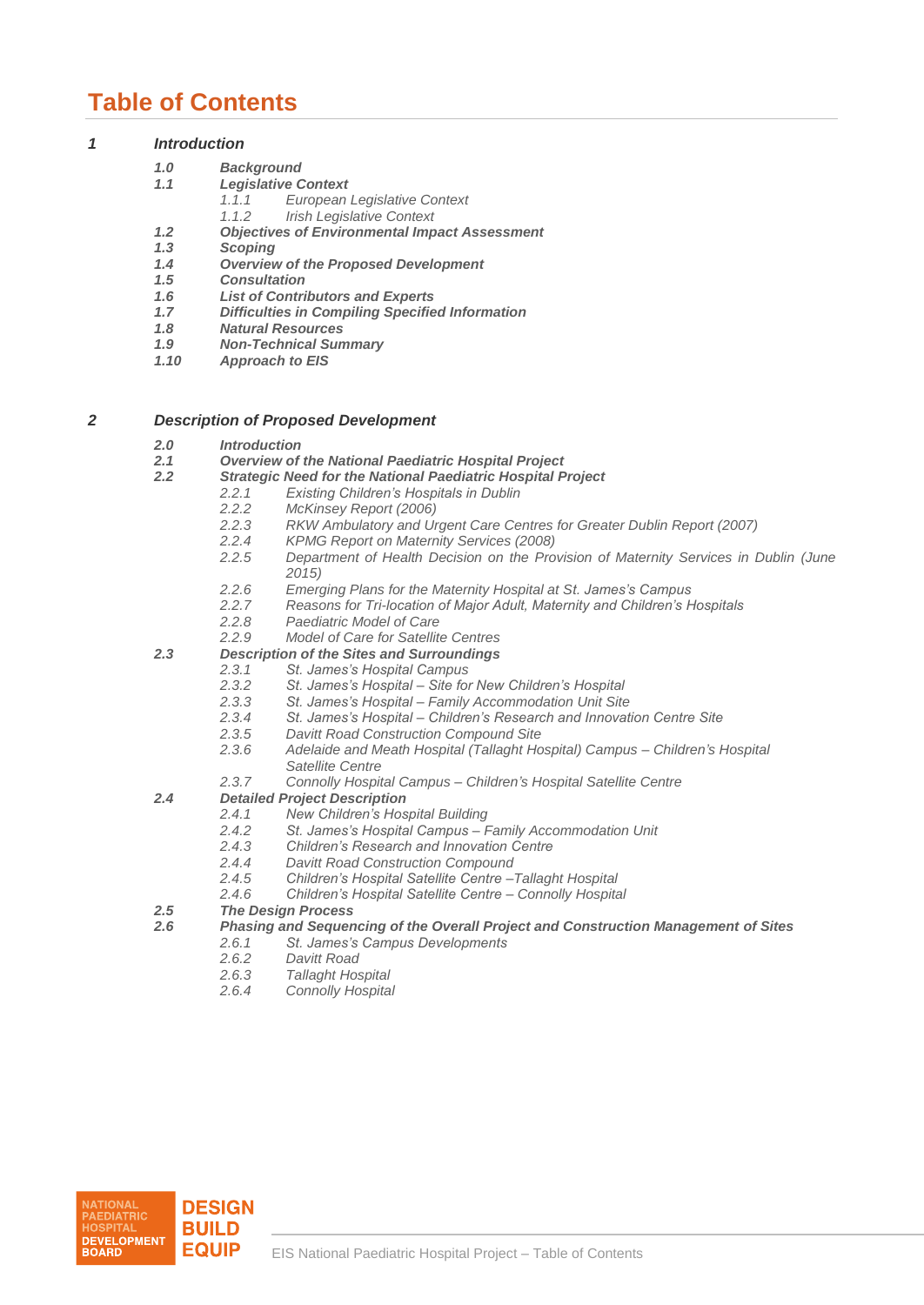# Table of Contents

***1 Introduction***

***1.0 Background***

***1.1 Legislative Context***

*1.1.1 European Legislative Context*

*1.1.2 Irish Legislative Context*

***1.2 Objectives of Environmental Impact Assessment***

***1.3 Scoping***

***1.4 Overview of the Proposed Development***

***1.5 Consultation***

***1.6 List of Contributors and Experts***

***1.7 Difficulties in Compiling Specified Information***

***1.8 Natural Resources***

***1.9 Non-Technical Summary***

***1.10 Approach to EIS***

***2 Description of Proposed Development***

***2.0 Introduction***

***2.1 Overview of the National Paediatric Hospital Project***

***2.2 Strategic Need for the National Paediatric Hospital Project***

*2.2.1 Existing Children's Hospitals in Dublin*

*2.2.2 McKinsey Report (2006)*

*2.2.3 RKW Ambulatory and Urgent Care Centres for Greater Dublin Report (2007)*

*2.2.4 KPMG Report on Maternity Services (2008)*

*2.2.5 Department of Health Decision on the Provision of Maternity Services in Dublin (June 2015)*

*2.2.6 Emerging Plans for the Maternity Hospital at St. James's Campus*

*2.2.7 Reasons for Tri-location of Major Adult, Maternity and Children's Hospitals*

*2.2.8 Paediatric Model of Care*

*2.2.9 Model of Care for Satellite Centres*

***2.3 Description of the Sites and Surroundings***

*2.3.1 St. James's Hospital Campus*

*2.3.2 St. James's Hospital – Site for New Children's Hospital*

*2.3.3 St. James's Hospital – Family Accommodation Unit Site*

*2.3.4 St. James's Hospital – Children's Research and Innovation Centre Site*

*2.3.5 Davitt Road Construction Compound Site*

*2.3.6 Adelaide and Meath Hospital (Tallaght Hospital) Campus – Children's Hospital Satellite Centre*

*2.3.7 Connolly Hospital Campus – Children's Hospital Satellite Centre*

***2.4 Detailed Project Description***

*2.4.1 New Children's Hospital Building*

*2.4.2 St. James's Hospital Campus – Family Accommodation Unit*

*2.4.3 Children's Research and Innovation Centre*

*2.4.4 Davitt Road Construction Compound*

*2.4.5 Children's Hospital Satellite Centre –Tallaght Hospital*

*2.4.6 Children's Hospital Satellite Centre – Connolly Hospital*

***2.5 The Design Process***

***2.6 Phasing and Sequencing of the Overall Project and Construction Management of Sites***

*2.6.1 St. James's Campus Developments*

*2.6.2 Davitt Road*

*2.6.3 Tallaght Hospital*

*2.6.4 Connolly Hospital*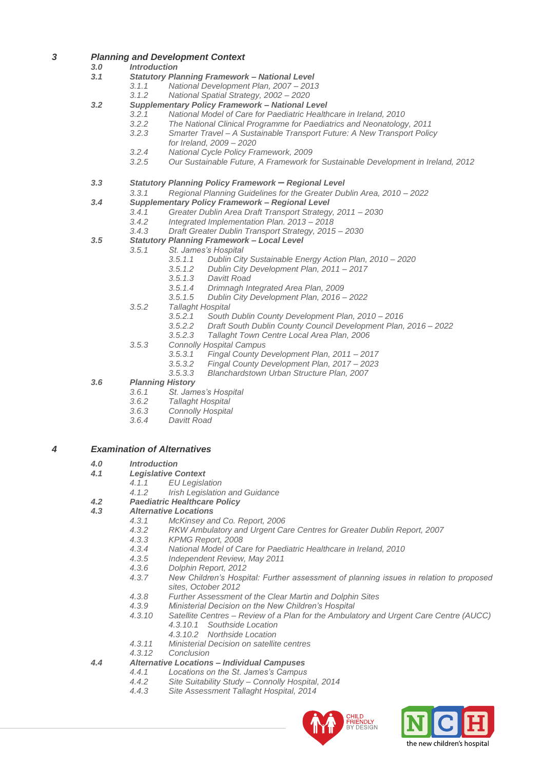*3* ***Planning and Development Context***

- ***3.0 Introduction***
- ***3.1 Statutory Planning Framework – National Level***
  - *3.1.1 National Development Plan, 2007 – 2013*
  - *3.1.2 National Spatial Strategy, 2002 – 2020*
- ***3.2 Supplementary Policy Framework – National Level***
  - *3.2.1 National Model of Care for Paediatric Healthcare in Ireland, 2010*
  - *3.2.2 The National Clinical Programme for Paediatrics and Neonatology, 2011*
  - *3.2.3 Smarter Travel – A Sustainable Transport Future: A New Transport Policy for Ireland, 2009 – 2020*
  - *3.2.4 National Cycle Policy Framework, 2009*
  - *3.2.5 Our Sustainable Future, A Framework for Sustainable Development in Ireland, 2012*
- ***3.3 Statutory Planning Policy Framework – Regional Level***
  - *3.3.1 Regional Planning Guidelines for the Greater Dublin Area, 2010 – 2022*
- ***3.4 Supplementary Policy Framework – Regional Level***
  - *3.4.1 Greater Dublin Area Draft Transport Strategy, 2011 – 2030*
  - *3.4.2 Integrated Implementation Plan. 2013 – 2018*
  - *3.4.3 Draft Greater Dublin Transport Strategy, 2015 – 2030*
- ***3.5 Statutory Planning Framework – Local Level***
  - *3.5.1 St. James's Hospital*
    - *3.5.1.1 Dublin City Sustainable Energy Action Plan, 2010 – 2020*
    - *3.5.1.2 Dublin City Development Plan, 2011 – 2017*
    - *3.5.1.3 Davitt Road*
    - *3.5.1.4 Drimnagh Integrated Area Plan, 2009*
    - *3.5.1.5 Dublin City Development Plan, 2016 – 2022*
  - *3.5.2 Tallaght Hospital*
    - *3.5.2.1 South Dublin County Development Plan, 2010 – 2016*
    - *3.5.2.2 Draft South Dublin County Council Development Plan, 2016 – 2022*
    - *3.5.2.3 Tallaght Town Centre Local Area Plan, 2006*
  - *3.5.3 Connolly Hospital Campus*
    - *3.5.3.1 Fingal County Development Plan, 2011 – 2017*
    - *3.5.3.2 Fingal County Development Plan, 2017 – 2023*
    - *3.5.3.3 Blanchardstown Urban Structure Plan, 2007*
- ***3.6 Planning History***
  - *3.6.1 St. James's Hospital*
  - *3.6.2 Tallaght Hospital*
  - *3.6.3 Connolly Hospital*
  - *3.6.4 Davitt Road*

*4* ***Examination of Alternatives***

- ***4.0 Introduction***
- ***4.1 Legislative Context***
  - *4.1.1 EU Legislation*
  - *4.1.2 Irish Legislation and Guidance*
- ***4.2 Paediatric Healthcare Policy***
- ***4.3 Alternative Locations***
  - *4.3.1 McKinsey and Co. Report, 2006*
  - *4.3.2 RKW Ambulatory and Urgent Care Centres for Greater Dublin Report, 2007*
  - *4.3.3 KPMG Report, 2008*
  - *4.3.4 National Model of Care for Paediatric Healthcare in Ireland, 2010*
  - *4.3.5 Independent Review, May 2011*
  - *4.3.6 Dolphin Report, 2012*
  - *4.3.7 New Children's Hospital: Further assessment of planning issues in relation to proposed sites, October 2012*
  - *4.3.8 Further Assessment of the Clear Martin and Dolphin Sites*
  - *4.3.9 Ministerial Decision on the New Children's Hospital*
  - *4.3.10 Satellite Centres – Review of a Plan for the Ambulatory and Urgent Care Centre (AUCC)*
    - *4.3.10.1 Southside Location*
    - *4.3.10.2 Northside Location*
  - *4.3.11 Ministerial Decision on satellite centres*
  - *4.3.12 Conclusion*
- ***4.4 Alternative Locations – Individual Campuses***
  - *4.4.1 Locations on the St. James's Campus*
  - *4.4.2 Site Suitability Study – Connolly Hospital, 2014*
  - *4.4.3 Site Assessment Tallaght Hospital, 2014*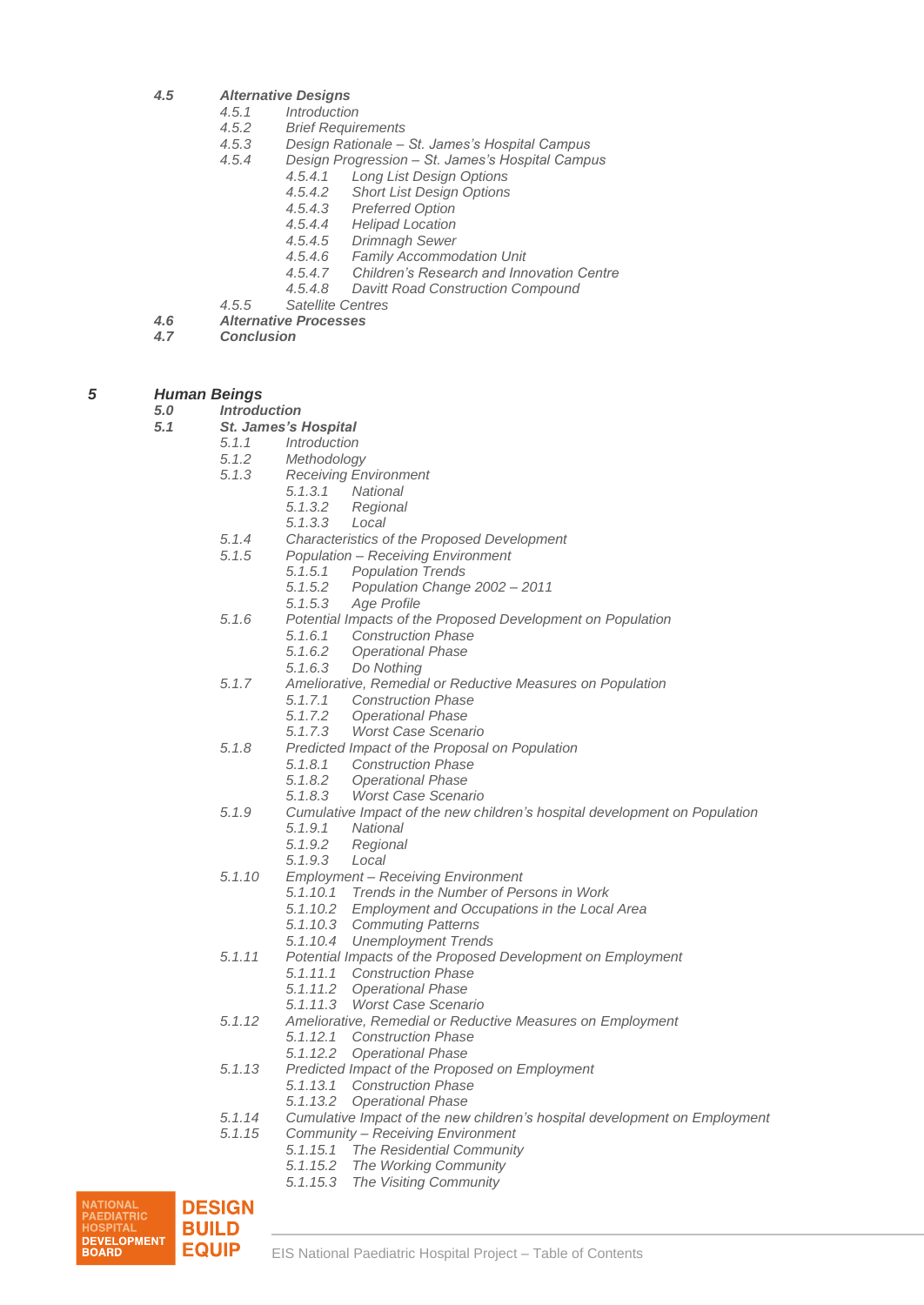*4.5 Alternative Designs*

- *4.5.1 Introduction*
- *4.5.2 Brief Requirements*
- *4.5.3 Design Rationale – St. James's Hospital Campus*
- *4.5.4 Design Progression – St. James's Hospital Campus*
  - *4.5.4.1 Long List Design Options*
  - *4.5.4.2 Short List Design Options*
  - *4.5.4.3 Preferred Option*
  - *4.5.4.4 Helipad Location*
  - *4.5.4.5 Drimnagh Sewer*
  - *4.5.4.6 Family Accommodation Unit*
  - *4.5.4.7 Children's Research and Innovation Centre*
  - *4.5.4.8 Davitt Road Construction Compound*
- *4.5.5 Satellite Centres*

*4.6 Alternative Processes*

*4.7 Conclusion*

## *5 Human Beings*

*5.0 Introduction*

*5.1 St. James's Hospital*

- *5.1.1 Introduction*
- *5.1.2 Methodology*
- *5.1.3 Receiving Environment*
  - *5.1.3.1 National*
  - *5.1.3.2 Regional*
  - *5.1.3.3 Local*
- *5.1.4 Characteristics of the Proposed Development*
- *5.1.5 Population – Receiving Environment*
  - *5.1.5.1 Population Trends*
  - *5.1.5.2 Population Change 2002 – 2011*
  - *5.1.5.3 Age Profile*
- *5.1.6 Potential Impacts of the Proposed Development on Population*
  - *5.1.6.1 Construction Phase*
  - *5.1.6.2 Operational Phase*
  - *5.1.6.3 Do Nothing*
- *5.1.7 Ameliorative, Remedial or Reductive Measures on Population*
  - *5.1.7.1 Construction Phase*
  - *5.1.7.2 Operational Phase*
  - *5.1.7.3 Worst Case Scenario*
- *5.1.8 Predicted Impact of the Proposal on Population*
  - *5.1.8.1 Construction Phase*
  - *5.1.8.2 Operational Phase*
  - *5.1.8.3 Worst Case Scenario*
- *5.1.9 Cumulative Impact of the new children's hospital development on Population*
  - *5.1.9.1 National*
  - *5.1.9.2 Regional*
  - *5.1.9.3 Local*
- *5.1.10 Employment – Receiving Environment*
  - *5.1.10.1 Trends in the Number of Persons in Work*
  - *5.1.10.2 Employment and Occupations in the Local Area*
  - *5.1.10.3 Commuting Patterns*
  - *5.1.10.4 Unemployment Trends*
- *5.1.11 Potential Impacts of the Proposed Development on Employment*
  - *5.1.11.1 Construction Phase*
  - *5.1.11.2 Operational Phase*
  - *5.1.11.3 Worst Case Scenario*
- *5.1.12 Ameliorative, Remedial or Reductive Measures on Employment*
  - *5.1.12.1 Construction Phase*
  - *5.1.12.2 Operational Phase*
- *5.1.13 Predicted Impact of the Proposed on Employment*
  - *5.1.13.1 Construction Phase*
  - *5.1.13.2 Operational Phase*
- *5.1.14 Cumulative Impact of the new children's hospital development on Employment*
- *5.1.15 Community – Receiving Environment*
  - *5.1.15.1 The Residential Community*
  - *5.1.15.2 The Working Community*
  - *5.1.15.3 The Visiting Community*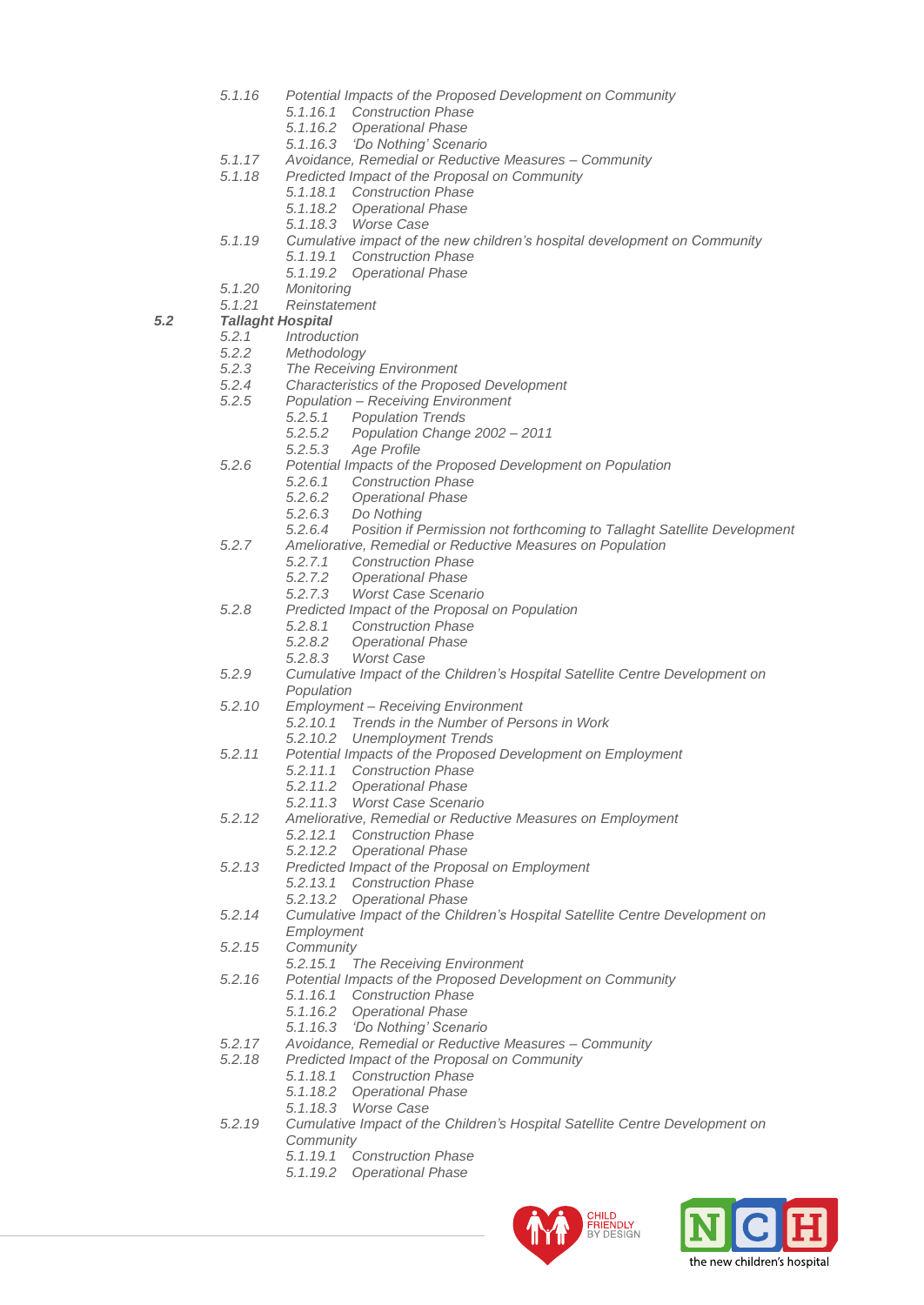*5.1.16 Potential Impacts of the Proposed Development on Community*
- *5.1.16.1 Construction Phase*
- *5.1.16.2 Operational Phase*
- *5.1.16.3 'Do Nothing' Scenario*

*5.1.17 Avoidance, Remedial or Reductive Measures – Community*

*5.1.18 Predicted Impact of the Proposal on Community*
- *5.1.18.1 Construction Phase*
- *5.1.18.2 Operational Phase*
- *5.1.18.3 Worse Case*

*5.1.19 Cumulative impact of the new children's hospital development on Community*
- *5.1.19.1 Construction Phase*
- *5.1.19.2 Operational Phase*

*5.1.20 Monitoring*

*5.1.21 Reinstatement*

***5.2 Tallaght Hospital***

*5.2.1 Introduction*

*5.2.2 Methodology*

*5.2.3 The Receiving Environment*

*5.2.4 Characteristics of the Proposed Development*

*5.2.5 Population – Receiving Environment*
- *5.2.5.1 Population Trends*
- *5.2.5.2 Population Change 2002 – 2011*
- *5.2.5.3 Age Profile*

*5.2.6 Potential Impacts of the Proposed Development on Population*
- *5.2.6.1 Construction Phase*
- *5.2.6.2 Operational Phase*
- *5.2.6.3 Do Nothing*
- *5.2.6.4 Position if Permission not forthcoming to Tallaght Satellite Development*

*5.2.7 Ameliorative, Remedial or Reductive Measures on Population*
- *5.2.7.1 Construction Phase*
- *5.2.7.2 Operational Phase*
- *5.2.7.3 Worst Case Scenario*

*5.2.8 Predicted Impact of the Proposal on Population*
- *5.2.8.1 Construction Phase*
- *5.2.8.2 Operational Phase*
- *5.2.8.3 Worst Case*

*5.2.9 Cumulative Impact of the Children's Hospital Satellite Centre Development on Population*

*5.2.10 Employment – Receiving Environment*
- *5.2.10.1 Trends in the Number of Persons in Work*
- *5.2.10.2 Unemployment Trends*

*5.2.11 Potential Impacts of the Proposed Development on Employment*
- *5.2.11.1 Construction Phase*
- *5.2.11.2 Operational Phase*
- *5.2.11.3 Worst Case Scenario*

*5.2.12 Ameliorative, Remedial or Reductive Measures on Employment*
- *5.2.12.1 Construction Phase*
- *5.2.12.2 Operational Phase*

*5.2.13 Predicted Impact of the Proposal on Employment*
- *5.2.13.1 Construction Phase*
- *5.2.13.2 Operational Phase*

*5.2.14 Cumulative Impact of the Children's Hospital Satellite Centre Development on Employment*

*5.2.15 Community*
- *5.2.15.1 The Receiving Environment*

*5.2.16 Potential Impacts of the Proposed Development on Community*
- *5.1.16.1 Construction Phase*
- *5.1.16.2 Operational Phase*
- *5.1.16.3 'Do Nothing' Scenario*

*5.2.17 Avoidance, Remedial or Reductive Measures – Community*

*5.2.18 Predicted Impact of the Proposal on Community*
- *5.1.18.1 Construction Phase*
- *5.1.18.2 Operational Phase*
- *5.1.18.3 Worse Case*

*5.2.19 Cumulative Impact of the Children's Hospital Satellite Centre Development on Community*
- *5.1.19.1 Construction Phase*
- *5.1.19.2 Operational Phase*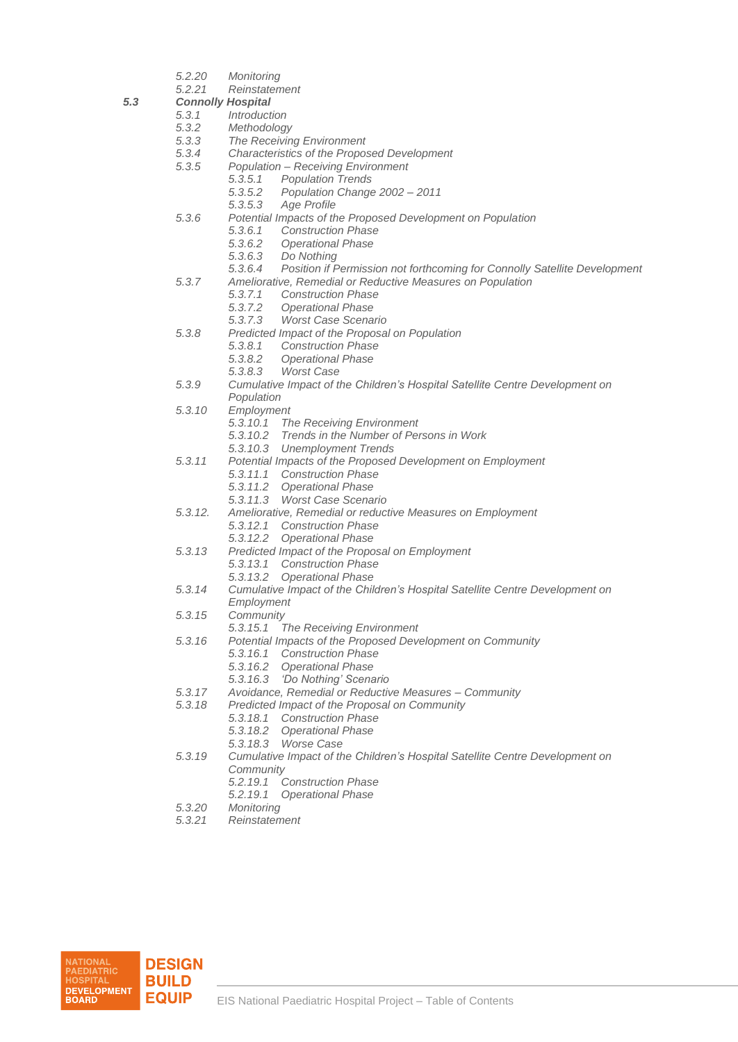*5.2.20 Monitoring*
*5.2.21 Reinstatement*

***5.3 Connolly Hospital***

*5.3.1 Introduction*
*5.3.2 Methodology*
*5.3.3 The Receiving Environment*
*5.3.4 Characteristics of the Proposed Development*
*5.3.5 Population – Receiving Environment*
- *5.3.5.1 Population Trends*
- *5.3.5.2 Population Change 2002 – 2011*
- *5.3.5.3 Age Profile*

*5.3.6 Potential Impacts of the Proposed Development on Population*
- *5.3.6.1 Construction Phase*
- *5.3.6.2 Operational Phase*
- *5.3.6.3 Do Nothing*
- *5.3.6.4 Position if Permission not forthcoming for Connolly Satellite Development*

*5.3.7 Ameliorative, Remedial or Reductive Measures on Population*
- *5.3.7.1 Construction Phase*
- *5.3.7.2 Operational Phase*
- *5.3.7.3 Worst Case Scenario*

*5.3.8 Predicted Impact of the Proposal on Population*
- *5.3.8.1 Construction Phase*
- *5.3.8.2 Operational Phase*
- *5.3.8.3 Worst Case*

*5.3.9 Cumulative Impact of the Children's Hospital Satellite Centre Development on Population*
*5.3.10 Employment*
- *5.3.10.1 The Receiving Environment*
- *5.3.10.2 Trends in the Number of Persons in Work*
- *5.3.10.3 Unemployment Trends*

*5.3.11 Potential Impacts of the Proposed Development on Employment*
- *5.3.11.1 Construction Phase*
- *5.3.11.2 Operational Phase*
- *5.3.11.3 Worst Case Scenario*

*5.3.12. Ameliorative, Remedial or reductive Measures on Employment*
- *5.3.12.1 Construction Phase*
- *5.3.12.2 Operational Phase*

*5.3.13 Predicted Impact of the Proposal on Employment*
- *5.3.13.1 Construction Phase*
- *5.3.13.2 Operational Phase*

*5.3.14 Cumulative Impact of the Children's Hospital Satellite Centre Development on Employment*
*5.3.15 Community*
- *5.3.15.1 The Receiving Environment*

*5.3.16 Potential Impacts of the Proposed Development on Community*
- *5.3.16.1 Construction Phase*
- *5.3.16.2 Operational Phase*
- *5.3.16.3 'Do Nothing' Scenario*

*5.3.17 Avoidance, Remedial or Reductive Measures – Community*
*5.3.18 Predicted Impact of the Proposal on Community*
- *5.3.18.1 Construction Phase*
- *5.3.18.2 Operational Phase*
- *5.3.18.3 Worse Case*

*5.3.19 Cumulative Impact of the Children's Hospital Satellite Centre Development on Community*
- *5.2.19.1 Construction Phase*
- *5.2.19.1 Operational Phase*

*5.3.20 Monitoring*
*5.3.21 Reinstatement*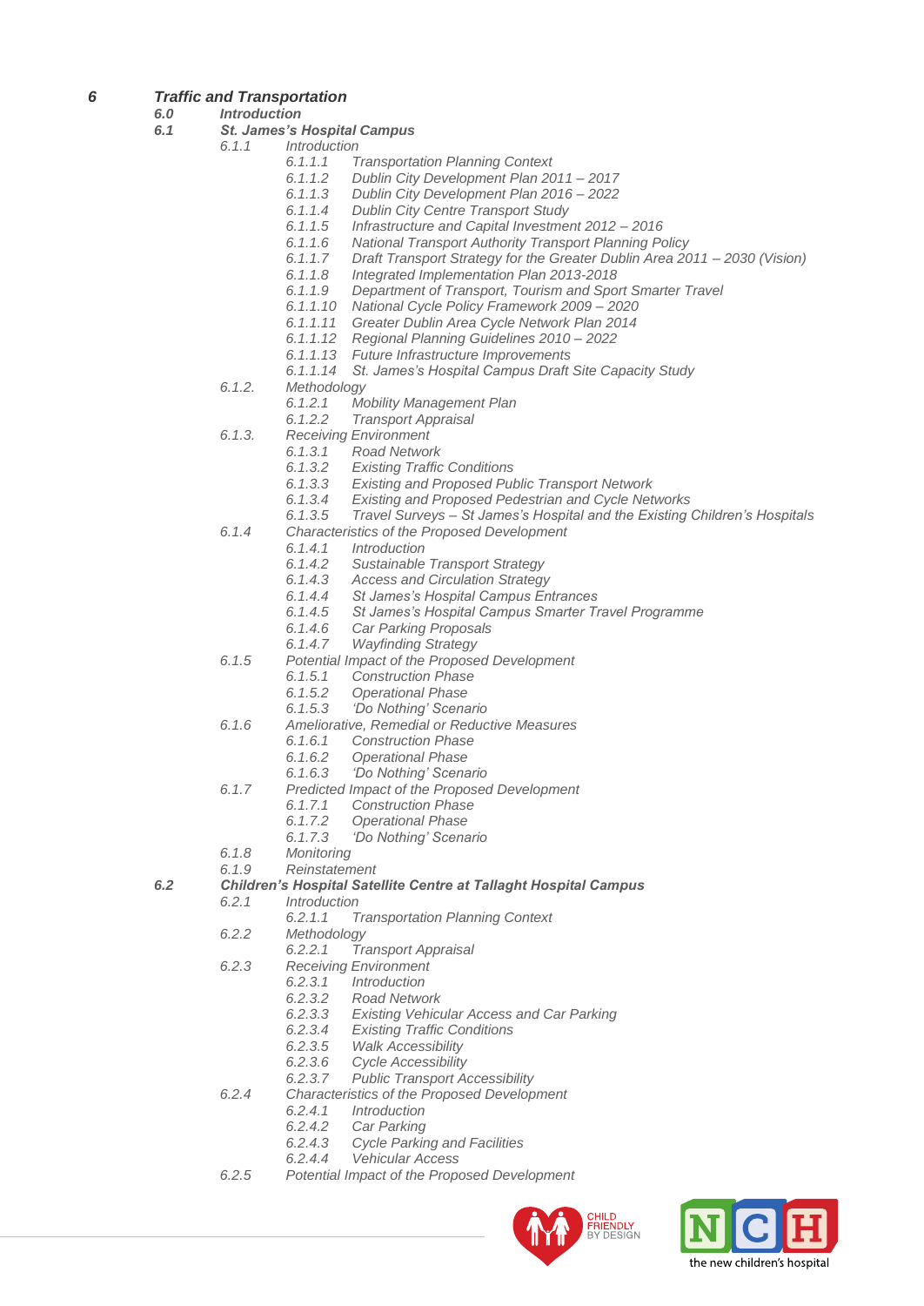*6 Traffic and Transportation*

- *6.0 Introduction*
- *6.1 St. James's Hospital Campus*
  - *6.1.1 Introduction*
    - *6.1.1.1 Transportation Planning Context*
    - *6.1.1.2 Dublin City Development Plan 2011 – 2017*
    - *6.1.1.3 Dublin City Development Plan 2016 – 2022*
    - *6.1.1.4 Dublin City Centre Transport Study*
    - *6.1.1.5 Infrastructure and Capital Investment 2012 – 2016*
    - *6.1.1.6 National Transport Authority Transport Planning Policy*
    - *6.1.1.7 Draft Transport Strategy for the Greater Dublin Area 2011 – 2030 (Vision)*
    - *6.1.1.8 Integrated Implementation Plan 2013-2018*
    - *6.1.1.9 Department of Transport, Tourism and Sport Smarter Travel*
    - *6.1.1.10 National Cycle Policy Framework 2009 – 2020*
    - *6.1.1.11 Greater Dublin Area Cycle Network Plan 2014*
    - *6.1.1.12 Regional Planning Guidelines 2010 – 2022*
    - *6.1.1.13 Future Infrastructure Improvements*
    - *6.1.1.14 St. James's Hospital Campus Draft Site Capacity Study*
  - *6.1.2. Methodology*
    - *6.1.2.1 Mobility Management Plan*
    - *6.1.2.2 Transport Appraisal*
  - *6.1.3. Receiving Environment*
    - *6.1.3.1 Road Network*
    - *6.1.3.2 Existing Traffic Conditions*
    - *6.1.3.3 Existing and Proposed Public Transport Network*
    - *6.1.3.4 Existing and Proposed Pedestrian and Cycle Networks*
    - *6.1.3.5 Travel Surveys – St James's Hospital and the Existing Children's Hospitals*
  - *6.1.4 Characteristics of the Proposed Development*
    - *6.1.4.1 Introduction*
    - *6.1.4.2 Sustainable Transport Strategy*
    - *6.1.4.3 Access and Circulation Strategy*
    - *6.1.4.4 St James's Hospital Campus Entrances*
    - *6.1.4.5 St James's Hospital Campus Smarter Travel Programme*
    - *6.1.4.6 Car Parking Proposals*
    - *6.1.4.7 Wayfinding Strategy*
  - *6.1.5 Potential Impact of the Proposed Development*
    - *6.1.5.1 Construction Phase*
    - *6.1.5.2 Operational Phase*
    - *6.1.5.3 'Do Nothing' Scenario*
  - *6.1.6 Ameliorative, Remedial or Reductive Measures*
    - *6.1.6.1 Construction Phase*
    - *6.1.6.2 Operational Phase*
    - *6.1.6.3 'Do Nothing' Scenario*
  - *6.1.7 Predicted Impact of the Proposed Development*
    - *6.1.7.1 Construction Phase*
    - *6.1.7.2 Operational Phase*
    - *6.1.7.3 'Do Nothing' Scenario*
  - *6.1.8 Monitoring*
  - *6.1.9 Reinstatement*
- *6.2 Children's Hospital Satellite Centre at Tallaght Hospital Campus*
  - *6.2.1 Introduction*
    - *6.2.1.1 Transportation Planning Context*
  - *6.2.2 Methodology*
    - *6.2.2.1 Transport Appraisal*
  - *6.2.3 Receiving Environment*
    - *6.2.3.1 Introduction*
    - *6.2.3.2 Road Network*
    - *6.2.3.3 Existing Vehicular Access and Car Parking*
    - *6.2.3.4 Existing Traffic Conditions*
    - *6.2.3.5 Walk Accessibility*
    - *6.2.3.6 Cycle Accessibility*
    - *6.2.3.7 Public Transport Accessibility*
  - *6.2.4 Characteristics of the Proposed Development*
    - *6.2.4.1 Introduction*
    - *6.2.4.2 Car Parking*
    - *6.2.4.3 Cycle Parking and Facilities*
    - *6.2.4.4 Vehicular Access*
  - *6.2.5 Potential Impact of the Proposed Development*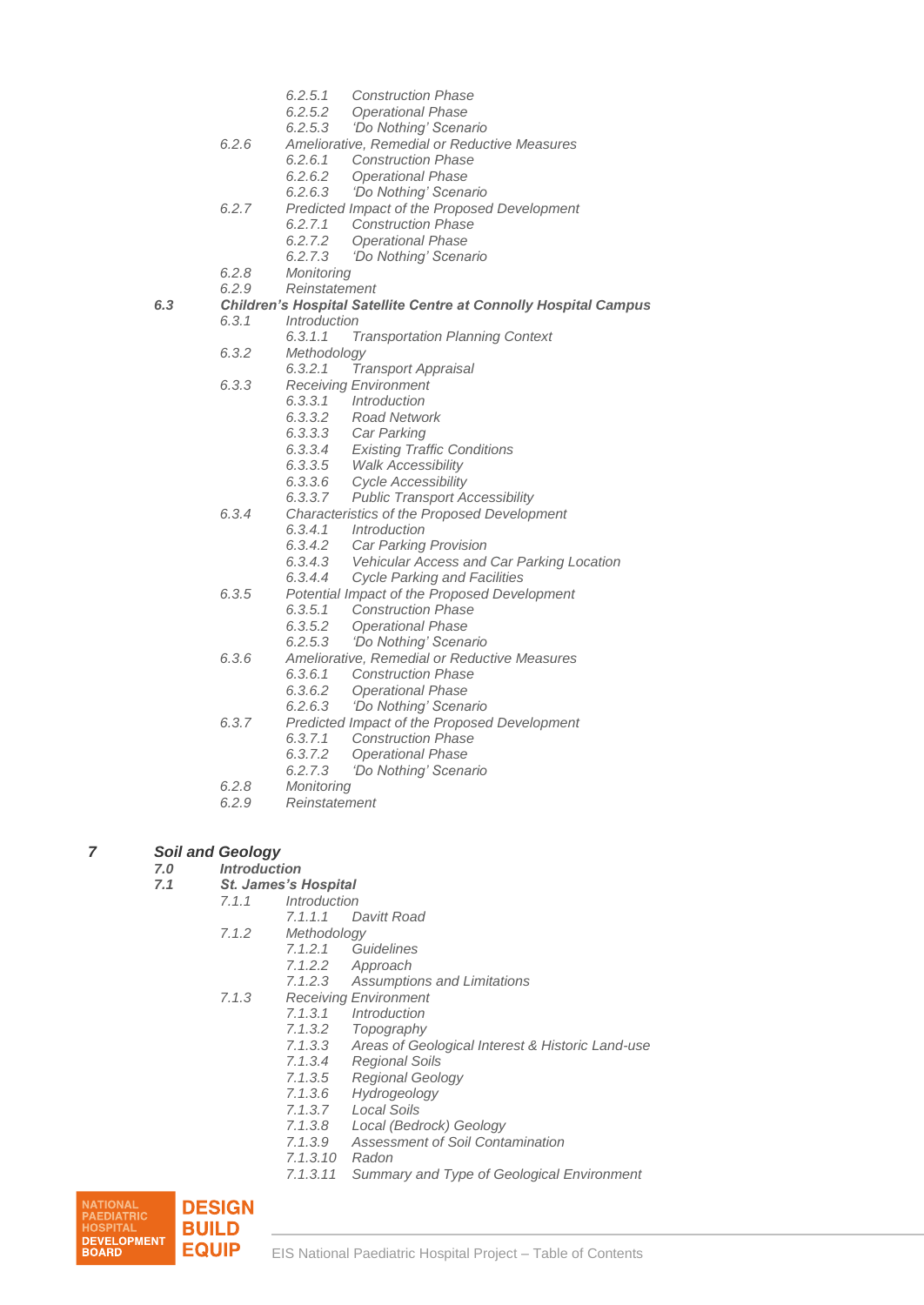*6.2.5.1 Construction Phase*
*6.2.5.2 Operational Phase*
*6.2.5.3 'Do Nothing' Scenario*

*6.2.6 Ameliorative, Remedial or Reductive Measures*
*6.2.6.1 Construction Phase*
*6.2.6.2 Operational Phase*
*6.2.6.3 'Do Nothing' Scenario*

*6.2.7 Predicted Impact of the Proposed Development*
*6.2.7.1 Construction Phase*
*6.2.7.2 Operational Phase*
*6.2.7.3 'Do Nothing' Scenario*

*6.2.8 Monitoring*

*6.2.9 Reinstatement*

***6.3 Children's Hospital Satellite Centre at Connolly Hospital Campus***

*6.3.1 Introduction*
*6.3.1.1 Transportation Planning Context*

*6.3.2 Methodology*
*6.3.2.1 Transport Appraisal*

*6.3.3 Receiving Environment*
*6.3.3.1 Introduction*
*6.3.3.2 Road Network*
*6.3.3.3 Car Parking*
*6.3.3.4 Existing Traffic Conditions*
*6.3.3.5 Walk Accessibility*
*6.3.3.6 Cycle Accessibility*
*6.3.3.7 Public Transport Accessibility*

*6.3.4 Characteristics of the Proposed Development*
*6.3.4.1 Introduction*
*6.3.4.2 Car Parking Provision*
*6.3.4.3 Vehicular Access and Car Parking Location*
*6.3.4.4 Cycle Parking and Facilities*

*6.3.5 Potential Impact of the Proposed Development*
*6.3.5.1 Construction Phase*
*6.3.5.2 Operational Phase*
*6.2.5.3 'Do Nothing' Scenario*

*6.3.6 Ameliorative, Remedial or Reductive Measures*
*6.3.6.1 Construction Phase*
*6.3.6.2 Operational Phase*
*6.2.6.3 'Do Nothing' Scenario*

*6.3.7 Predicted Impact of the Proposed Development*
*6.3.7.1 Construction Phase*
*6.3.7.2 Operational Phase*
*6.2.7.3 'Do Nothing' Scenario*

*6.2.8 Monitoring*

*6.2.9 Reinstatement*

## *7 Soil and Geology*

***7.0 Introduction***

***7.1 St. James's Hospital***

*7.1.1 Introduction*
*7.1.1.1 Davitt Road*

*7.1.2 Methodology*
*7.1.2.1 Guidelines*
*7.1.2.2 Approach*
*7.1.2.3 Assumptions and Limitations*

*7.1.3 Receiving Environment*
*7.1.3.1 Introduction*
*7.1.3.2 Topography*
*7.1.3.3 Areas of Geological Interest & Historic Land-use*
*7.1.3.4 Regional Soils*
*7.1.3.5 Regional Geology*
*7.1.3.6 Hydrogeology*
*7.1.3.7 Local Soils*
*7.1.3.8 Local (Bedrock) Geology*
*7.1.3.9 Assessment of Soil Contamination*
*7.1.3.10 Radon*
*7.1.3.11 Summary and Type of Geological Environment*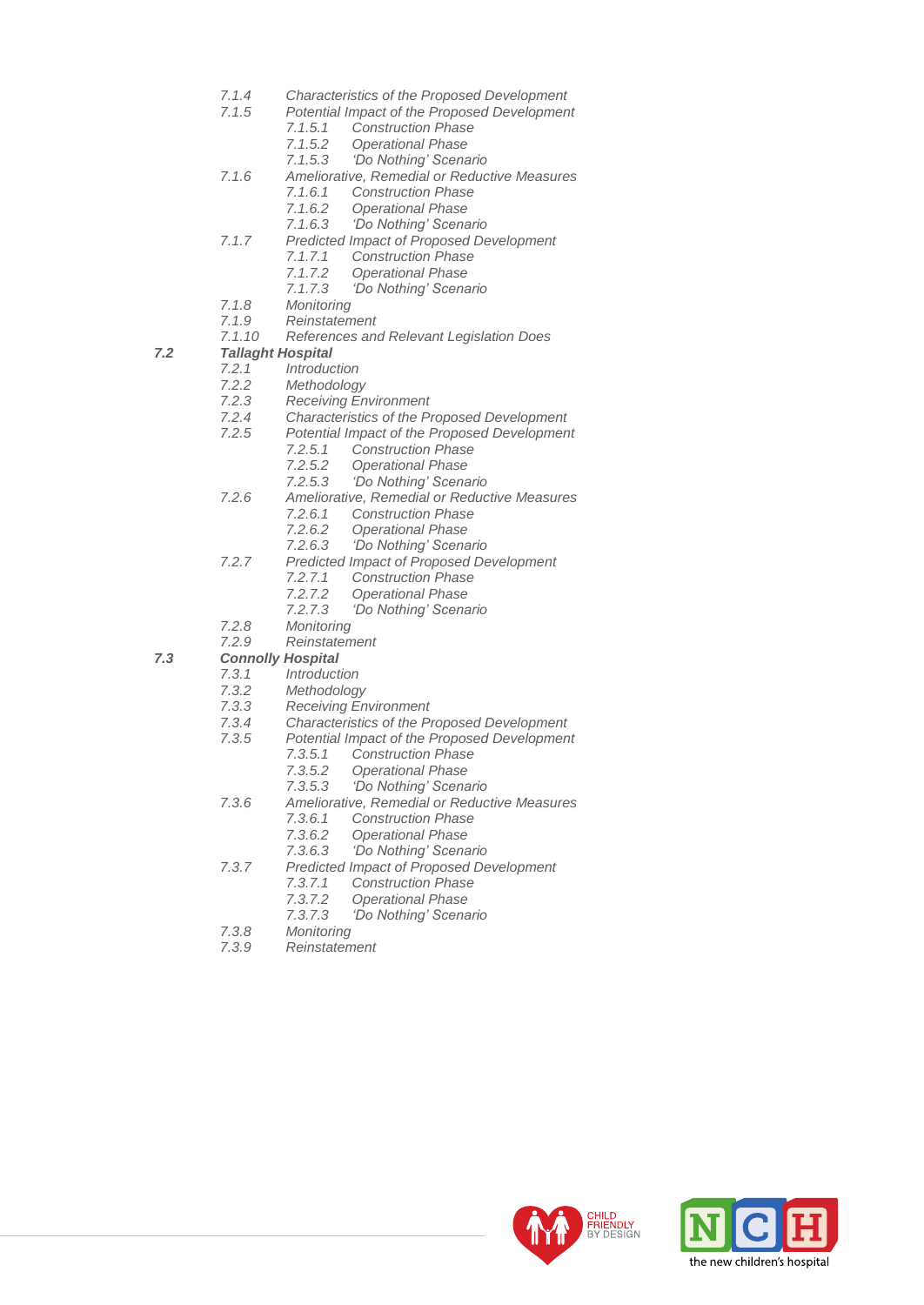- 7.1.4 *Characteristics of the Proposed Development*
- 7.1.5 *Potential Impact of the Proposed Development*
  - 7.1.5.1 *Construction Phase*
  - 7.1.5.2 *Operational Phase*
  - 7.1.5.3 *'Do Nothing' Scenario*
- 7.1.6 *Ameliorative, Remedial or Reductive Measures*
  - 7.1.6.1 *Construction Phase*
  - 7.1.6.2 *Operational Phase*
  - 7.1.6.3 *'Do Nothing' Scenario*
- 7.1.7 *Predicted Impact of Proposed Development*
  - 7.1.7.1 *Construction Phase*
  - 7.1.7.2 *Operational Phase*
  - 7.1.7.3 *'Do Nothing' Scenario*
- 7.1.8 *Monitoring*
- 7.1.9 *Reinstatement*
- 7.1.10 *References and Relevant Legislation Does*

**7.2 *Tallaght Hospital***

- 7.2.1 *Introduction*
- 7.2.2 *Methodology*
- 7.2.3 *Receiving Environment*
- 7.2.4 *Characteristics of the Proposed Development*
- 7.2.5 *Potential Impact of the Proposed Development*
  - 7.2.5.1 *Construction Phase*
  - 7.2.5.2 *Operational Phase*
  - 7.2.5.3 *'Do Nothing' Scenario*
- 7.2.6 *Ameliorative, Remedial or Reductive Measures*
  - 7.2.6.1 *Construction Phase*
  - 7.2.6.2 *Operational Phase*
  - 7.2.6.3 *'Do Nothing' Scenario*
- 7.2.7 *Predicted Impact of Proposed Development*
  - 7.2.7.1 *Construction Phase*
  - 7.2.7.2 *Operational Phase*
  - 7.2.7.3 *'Do Nothing' Scenario*
- 7.2.8 *Monitoring*
- 7.2.9 *Reinstatement*

**7.3 *Connolly Hospital***

- 7.3.1 *Introduction*
- 7.3.2 *Methodology*
- 7.3.3 *Receiving Environment*
- 7.3.4 *Characteristics of the Proposed Development*
- 7.3.5 *Potential Impact of the Proposed Development*
  - 7.3.5.1 *Construction Phase*
  - 7.3.5.2 *Operational Phase*
  - 7.3.5.3 *'Do Nothing' Scenario*
- 7.3.6 *Ameliorative, Remedial or Reductive Measures*
  - 7.3.6.1 *Construction Phase*
  - 7.3.6.2 *Operational Phase*
  - 7.3.6.3 *'Do Nothing' Scenario*
- 7.3.7 *Predicted Impact of Proposed Development*
  - 7.3.7.1 *Construction Phase*
  - 7.3.7.2 *Operational Phase*
  - 7.3.7.3 *'Do Nothing' Scenario*
- 7.3.8 *Monitoring*
- 7.3.9 *Reinstatement*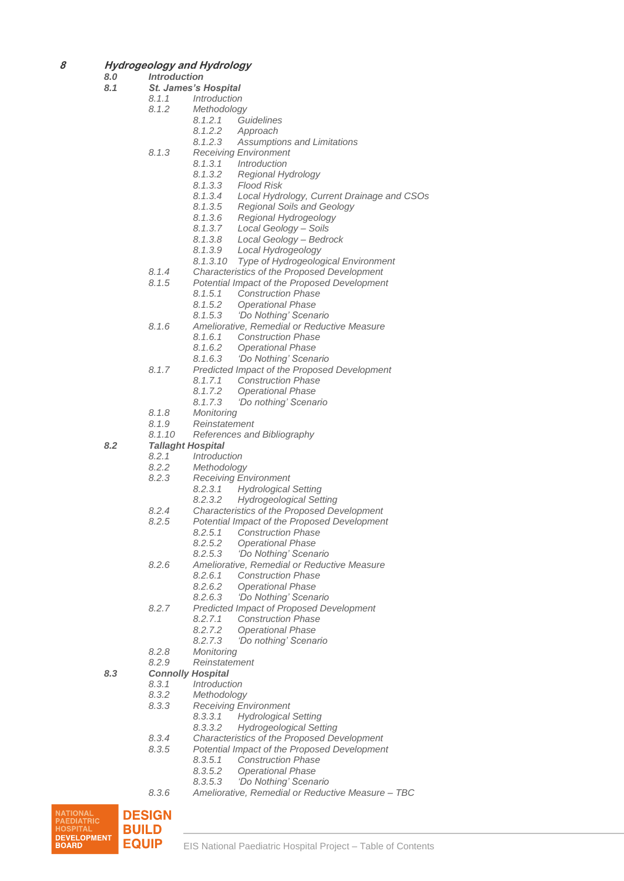**8 *Hydrogeology and Hydrology***

- ***8.0 Introduction***
- ***8.1 St. James's Hospital***
  - *8.1.1 Introduction*
  - *8.1.2 Methodology*
    - *8.1.2.1 Guidelines*
    - *8.1.2.2 Approach*
    - *8.1.2.3 Assumptions and Limitations*
  - *8.1.3 Receiving Environment*
    - *8.1.3.1 Introduction*
    - *8.1.3.2 Regional Hydrology*
    - *8.1.3.3 Flood Risk*
    - *8.1.3.4 Local Hydrology, Current Drainage and CSOs*
    - *8.1.3.5 Regional Soils and Geology*
    - *8.1.3.6 Regional Hydrogeology*
    - *8.1.3.7 Local Geology – Soils*
    - *8.1.3.8 Local Geology – Bedrock*
    - *8.1.3.9 Local Hydrogeology*
    - *8.1.3.10 Type of Hydrogeological Environment*
  - *8.1.4 Characteristics of the Proposed Development*
  - *8.1.5 Potential Impact of the Proposed Development*
    - *8.1.5.1 Construction Phase*
    - *8.1.5.2 Operational Phase*
    - *8.1.5.3 'Do Nothing' Scenario*
  - *8.1.6 Ameliorative, Remedial or Reductive Measure*
    - *8.1.6.1 Construction Phase*
    - *8.1.6.2 Operational Phase*
    - *8.1.6.3 'Do Nothing' Scenario*
  - *8.1.7 Predicted Impact of the Proposed Development*
    - *8.1.7.1 Construction Phase*
    - *8.1.7.2 Operational Phase*
    - *8.1.7.3 'Do nothing' Scenario*
  - *8.1.8 Monitoring*
  - *8.1.9 Reinstatement*
  - *8.1.10 References and Bibliography*
- ***8.2 Tallaght Hospital***
  - *8.2.1 Introduction*
  - *8.2.2 Methodology*
  - *8.2.3 Receiving Environment*
    - *8.2.3.1 Hydrological Setting*
    - *8.2.3.2 Hydrogeological Setting*
  - *8.2.4 Characteristics of the Proposed Development*
  - *8.2.5 Potential Impact of the Proposed Development*
    - *8.2.5.1 Construction Phase*
    - *8.2.5.2 Operational Phase*
    - *8.2.5.3 'Do Nothing' Scenario*
  - *8.2.6 Ameliorative, Remedial or Reductive Measure*
    - *8.2.6.1 Construction Phase*
    - *8.2.6.2 Operational Phase*
    - *8.2.6.3 'Do Nothing' Scenario*
  - *8.2.7 Predicted Impact of Proposed Development*
    - *8.2.7.1 Construction Phase*
    - *8.2.7.2 Operational Phase*
    - *8.2.7.3 'Do nothing' Scenario*
  - *8.2.8 Monitoring*
  - *8.2.9 Reinstatement*
- ***8.3 Connolly Hospital***
  - *8.3.1 Introduction*
  - *8.3.2 Methodology*
  - *8.3.3 Receiving Environment*
    - *8.3.3.1 Hydrological Setting*
    - *8.3.3.2 Hydrogeological Setting*
  - *8.3.4 Characteristics of the Proposed Development*
  - *8.3.5 Potential Impact of the Proposed Development*
    - *8.3.5.1 Construction Phase*
    - *8.3.5.2 Operational Phase*
    - *8.3.5.3 'Do Nothing' Scenario*
  - *8.3.6 Ameliorative, Remedial or Reductive Measure – TBC*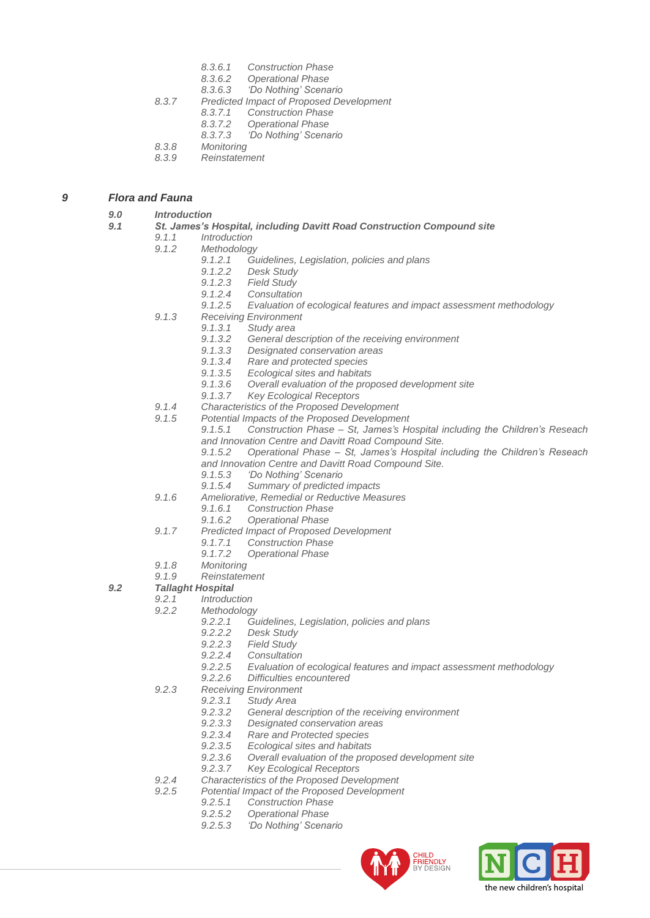- *8.3.6.1 Construction Phase*
- *8.3.6.2 Operational Phase*
- *8.3.6.3 'Do Nothing' Scenario*

*8.3.7 Predicted Impact of Proposed Development*

- *8.3.7.1 Construction Phase*
- *8.3.7.2 Operational Phase*
- *8.3.7.3 'Do Nothing' Scenario*

*8.3.8 Monitoring*

*8.3.9 Reinstatement*

## *9 Flora and Fauna*

***9.0 Introduction***

***9.1 St. James's Hospital, including Davitt Road Construction Compound site***

*9.1.1 Introduction*

*9.1.2 Methodology*

- *9.1.2.1 Guidelines, Legislation, policies and plans*
- *9.1.2.2 Desk Study*
- *9.1.2.3 Field Study*
- *9.1.2.4 Consultation*
- *9.1.2.5 Evaluation of ecological features and impact assessment methodology*

*9.1.3 Receiving Environment*

- *9.1.3.1 Study area*
- *9.1.3.2 General description of the receiving environment*
- *9.1.3.3 Designated conservation areas*
- *9.1.3.4 Rare and protected species*
- *9.1.3.5 Ecological sites and habitats*
- *9.1.3.6 Overall evaluation of the proposed development site*
- *9.1.3.7 Key Ecological Receptors*

*9.1.4 Characteristics of the Proposed Development*

*9.1.5 Potential Impacts of the Proposed Development*

- *9.1.5.1 Construction Phase – St, James's Hospital including the Children's Reseach and Innovation Centre and Davitt Road Compound Site.*
- *9.1.5.2 Operational Phase – St, James's Hospital including the Children's Reseach and Innovation Centre and Davitt Road Compound Site.*
- *9.1.5.3 'Do Nothing' Scenario*
- *9.1.5.4 Summary of predicted impacts*

*9.1.6 Ameliorative, Remedial or Reductive Measures*

- *9.1.6.1 Construction Phase*
- *9.1.6.2 Operational Phase*

*9.1.7 Predicted Impact of Proposed Development*

- *9.1.7.1 Construction Phase*
- *9.1.7.2 Operational Phase*

*9.1.8 Monitoring*

*9.1.9 Reinstatement*

***9.2 Tallaght Hospital***

*9.2.1 Introduction*

*9.2.2 Methodology*

- *9.2.2.1 Guidelines, Legislation, policies and plans*
- *9.2.2.2 Desk Study*
- *9.2.2.3 Field Study*
- *9.2.2.4 Consultation*
- *9.2.2.5 Evaluation of ecological features and impact assessment methodology*
- *9.2.2.6 Difficulties encountered*

*9.2.3 Receiving Environment*

- *9.2.3.1 Study Area*
- *9.2.3.2 General description of the receiving environment*
- *9.2.3.3 Designated conservation areas*
- *9.2.3.4 Rare and Protected species*
- *9.2.3.5 Ecological sites and habitats*
- *9.2.3.6 Overall evaluation of the proposed development site*
- *9.2.3.7 Key Ecological Receptors*

*9.2.4 Characteristics of the Proposed Development*

*9.2.5 Potential Impact of the Proposed Development*

- *9.2.5.1 Construction Phase*
- *9.2.5.2 Operational Phase*
- *9.2.5.3 'Do Nothing' Scenario*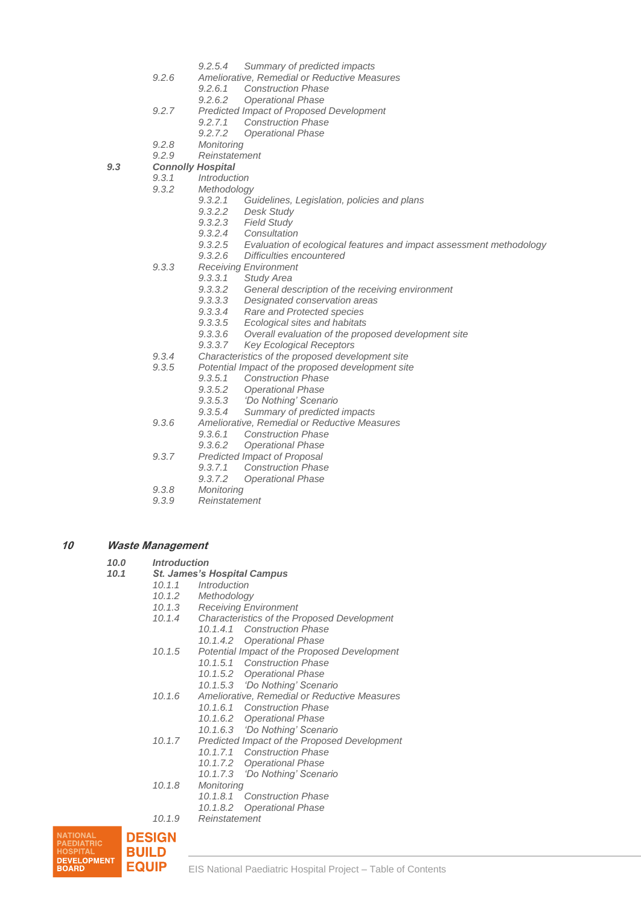- 9.2.5.4 *Summary of predicted impacts*
- 9.2.6 *Ameliorative, Remedial or Reductive Measures*
  - 9.2.6.1 *Construction Phase*
  - 9.2.6.2 *Operational Phase*
- 9.2.7 *Predicted Impact of Proposed Development*
  - 9.2.7.1 *Construction Phase*
  - 9.2.7.2 *Operational Phase*
- 9.2.8 *Monitoring*
- 9.2.9 *Reinstatement*

***9.3 Connolly Hospital***

- 9.3.1 *Introduction*
- 9.3.2 *Methodology*
  - 9.3.2.1 *Guidelines, Legislation, policies and plans*
  - 9.3.2.2 *Desk Study*
  - 9.3.2.3 *Field Study*
  - 9.3.2.4 *Consultation*
  - 9.3.2.5 *Evaluation of ecological features and impact assessment methodology*
  - 9.3.2.6 *Difficulties encountered*
- 9.3.3 *Receiving Environment*
  - 9.3.3.1 *Study Area*
  - 9.3.3.2 *General description of the receiving environment*
  - 9.3.3.3 *Designated conservation areas*
  - 9.3.3.4 *Rare and Protected species*
  - 9.3.3.5 *Ecological sites and habitats*
  - 9.3.3.6 *Overall evaluation of the proposed development site*
  - 9.3.3.7 *Key Ecological Receptors*
- 9.3.4 *Characteristics of the proposed development site*
- 9.3.5 *Potential Impact of the proposed development site*
  - 9.3.5.1 *Construction Phase*
  - 9.3.5.2 *Operational Phase*
  - 9.3.5.3 *'Do Nothing' Scenario*
  - 9.3.5.4 *Summary of predicted impacts*
- 9.3.6 *Ameliorative, Remedial or Reductive Measures*
  - 9.3.6.1 *Construction Phase*
  - 9.3.6.2 *Operational Phase*
- 9.3.7 *Predicted Impact of Proposal*
  - 9.3.7.1 *Construction Phase*
  - 9.3.7.2 *Operational Phase*
- 9.3.8 *Monitoring*
- 9.3.9 *Reinstatement*

## ***10 Waste Management***

***10.0 Introduction***

***10.1 St. James's Hospital Campus***

- 10.1.1 *Introduction*
- 10.1.2 *Methodology*
- 10.1.3 *Receiving Environment*
- 10.1.4 *Characteristics of the Proposed Development*
  - 10.1.4.1 *Construction Phase*
  - 10.1.4.2 *Operational Phase*
- 10.1.5 *Potential Impact of the Proposed Development*
  - 10.1.5.1 *Construction Phase*
  - 10.1.5.2 *Operational Phase*
  - 10.1.5.3 *'Do Nothing' Scenario*
- 10.1.6 *Ameliorative, Remedial or Reductive Measures*
  - 10.1.6.1 *Construction Phase*
  - 10.1.6.2 *Operational Phase*
  - 10.1.6.3 *'Do Nothing' Scenario*
- 10.1.7 *Predicted Impact of the Proposed Development*
  - 10.1.7.1 *Construction Phase*
  - 10.1.7.2 *Operational Phase*
  - 10.1.7.3 *'Do Nothing' Scenario*
- 10.1.8 *Monitoring*
  - 10.1.8.1 *Construction Phase*
  - 10.1.8.2 *Operational Phase*
- 10.1.9 *Reinstatement*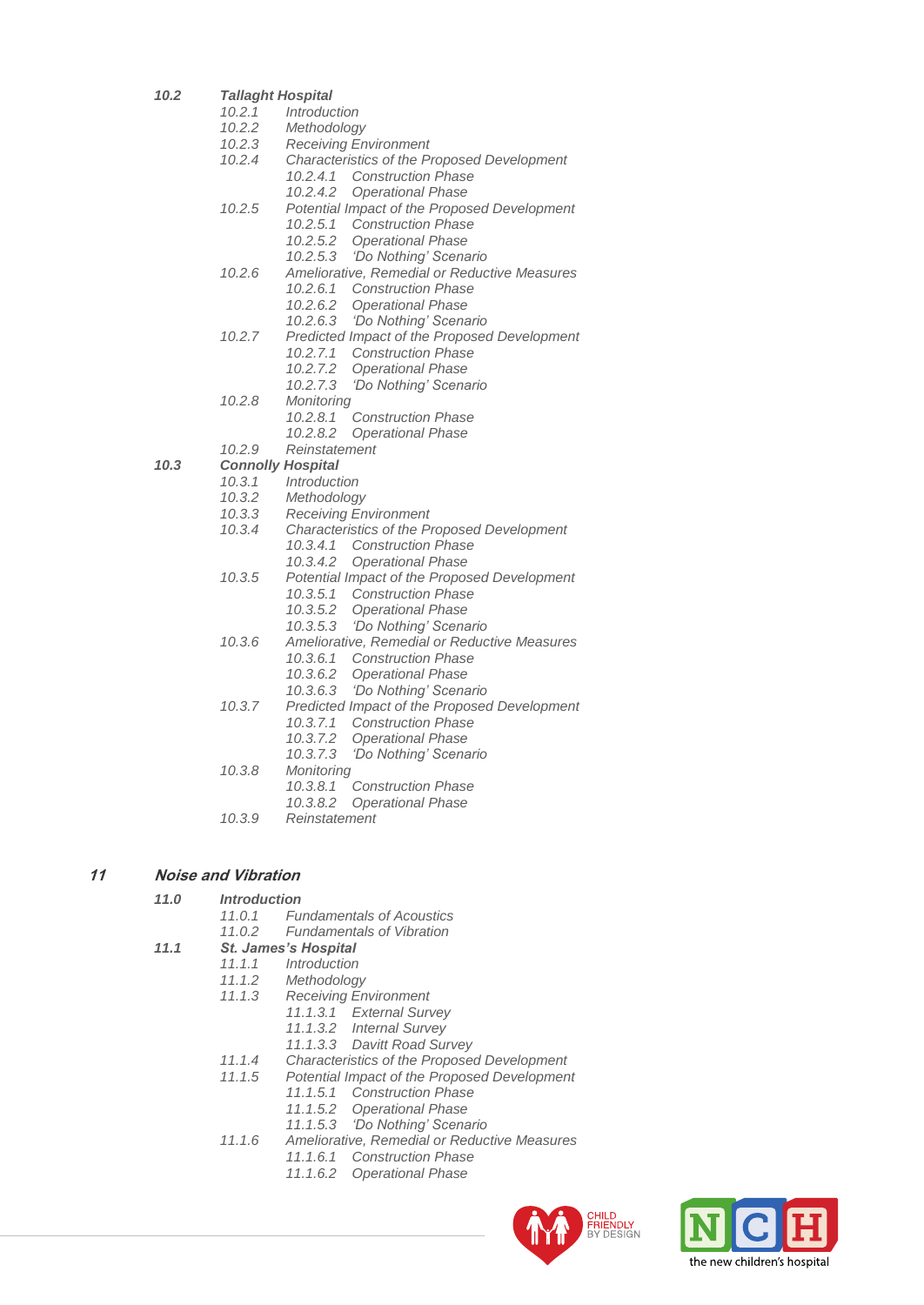*10.2* ***Tallaght Hospital***

- *10.2.1 Introduction*
- *10.2.2 Methodology*
- *10.2.3 Receiving Environment*
- *10.2.4 Characteristics of the Proposed Development*
  - *10.2.4.1 Construction Phase*
  - *10.2.4.2 Operational Phase*
- *10.2.5 Potential Impact of the Proposed Development*
  - *10.2.5.1 Construction Phase*
  - *10.2.5.2 Operational Phase*
  - *10.2.5.3 'Do Nothing' Scenario*
- *10.2.6 Ameliorative, Remedial or Reductive Measures*
  - *10.2.6.1 Construction Phase*
  - *10.2.6.2 Operational Phase*
  - *10.2.6.3 'Do Nothing' Scenario*
- *10.2.7 Predicted Impact of the Proposed Development*
  - *10.2.7.1 Construction Phase*
  - *10.2.7.2 Operational Phase*
  - *10.2.7.3 'Do Nothing' Scenario*
- *10.2.8 Monitoring*
  - *10.2.8.1 Construction Phase*
  - *10.2.8.2 Operational Phase*
- *10.2.9 Reinstatement*

*10.3* ***Connolly Hospital***

- *10.3.1 Introduction*
- *10.3.2 Methodology*
- *10.3.3 Receiving Environment*
- *10.3.4 Characteristics of the Proposed Development*
  - *10.3.4.1 Construction Phase*
  - *10.3.4.2 Operational Phase*
- *10.3.5 Potential Impact of the Proposed Development*
  - *10.3.5.1 Construction Phase*
  - *10.3.5.2 Operational Phase*
  - *10.3.5.3 'Do Nothing' Scenario*
- *10.3.6 Ameliorative, Remedial or Reductive Measures*
  - *10.3.6.1 Construction Phase*
  - *10.3.6.2 Operational Phase*
  - *10.3.6.3 'Do Nothing' Scenario*
- *10.3.7 Predicted Impact of the Proposed Development*
  - *10.3.7.1 Construction Phase*
  - *10.3.7.2 Operational Phase*
  - *10.3.7.3 'Do Nothing' Scenario*
- *10.3.8 Monitoring*
  - *10.3.8.1 Construction Phase*
  - *10.3.8.2 Operational Phase*
- *10.3.9 Reinstatement*

## *11 Noise and Vibration*

*11.0* ***Introduction***

- *11.0.1 Fundamentals of Acoustics*
- *11.0.2 Fundamentals of Vibration*

*11.1* ***St. James's Hospital***

- *11.1.1 Introduction*
- *11.1.2 Methodology*
- *11.1.3 Receiving Environment*
  - *11.1.3.1 External Survey*
  - *11.1.3.2 Internal Survey*
  - *11.1.3.3 Davitt Road Survey*
- *11.1.4 Characteristics of the Proposed Development*
- *11.1.5 Potential Impact of the Proposed Development*
  - *11.1.5.1 Construction Phase*
  - *11.1.5.2 Operational Phase*
  - *11.1.5.3 'Do Nothing' Scenario*
- *11.1.6 Ameliorative, Remedial or Reductive Measures*
  - *11.1.6.1 Construction Phase*
  - *11.1.6.2 Operational Phase*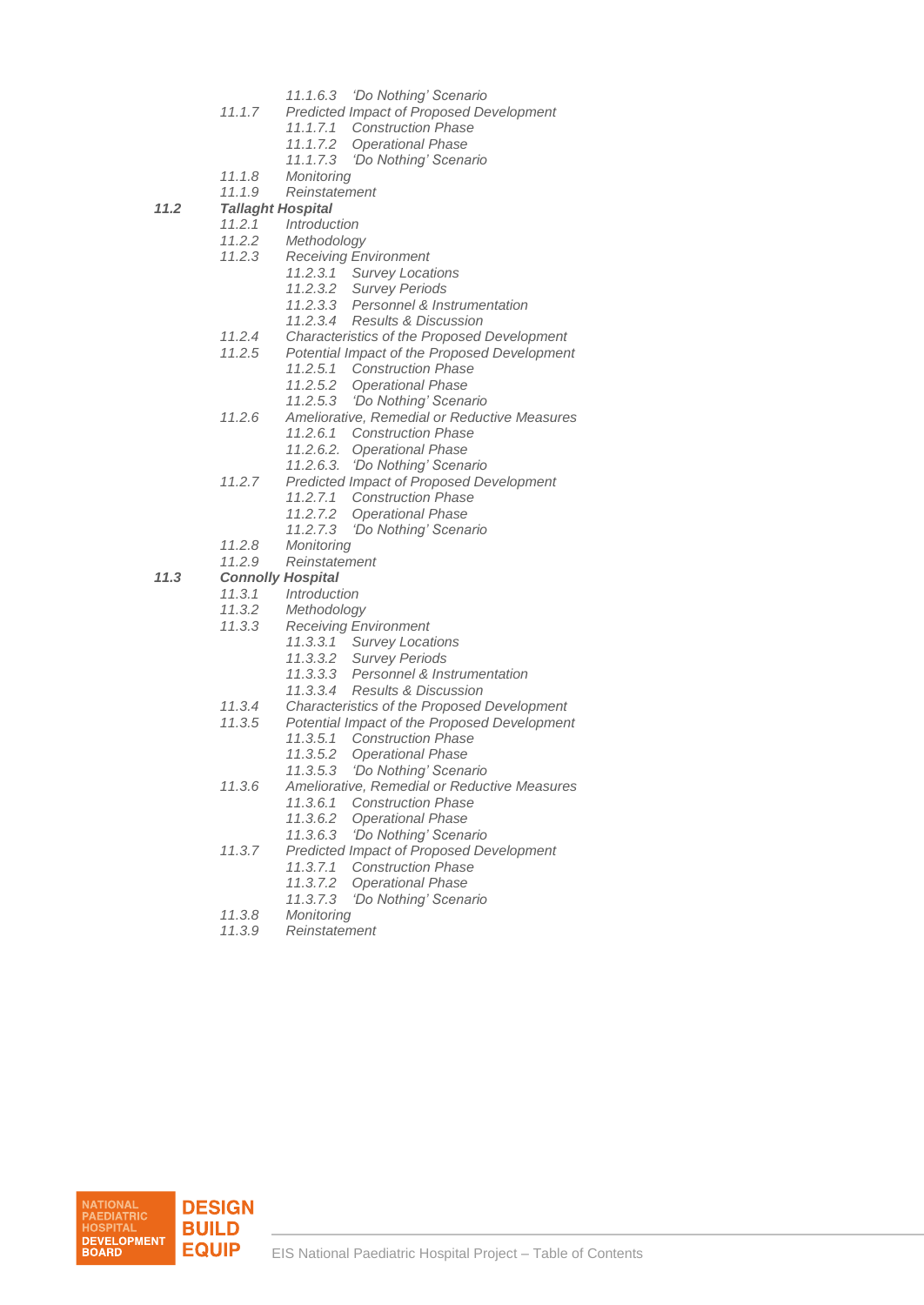*11.1.6.3 'Do Nothing' Scenario*

*11.1.7 Predicted Impact of Proposed Development*

*11.1.7.1 Construction Phase*

*11.1.7.2 Operational Phase*

*11.1.7.3 'Do Nothing' Scenario*

*11.1.8 Monitoring*

*11.1.9 Reinstatement*

***11.2 Tallaght Hospital***

*11.2.1 Introduction*

*11.2.2 Methodology*

*11.2.3 Receiving Environment*

*11.2.3.1 Survey Locations*

*11.2.3.2 Survey Periods*

*11.2.3.3 Personnel & Instrumentation*

*11.2.3.4 Results & Discussion*

*11.2.4 Characteristics of the Proposed Development*

*11.2.5 Potential Impact of the Proposed Development*

*11.2.5.1 Construction Phase*

*11.2.5.2 Operational Phase*

*11.2.5.3 'Do Nothing' Scenario*

*11.2.6 Ameliorative, Remedial or Reductive Measures*

*11.2.6.1 Construction Phase*

*11.2.6.2. Operational Phase*

*11.2.6.3. 'Do Nothing' Scenario*

*11.2.7 Predicted Impact of Proposed Development*

*11.2.7.1 Construction Phase*

*11.2.7.2 Operational Phase*

*11.2.7.3 'Do Nothing' Scenario*

*11.2.8 Monitoring*

*11.2.9 Reinstatement*

***11.3 Connolly Hospital***

*11.3.1 Introduction*

*11.3.2 Methodology*

*11.3.3 Receiving Environment*

*11.3.3.1 Survey Locations*

*11.3.3.2 Survey Periods*

*11.3.3.3 Personnel & Instrumentation*

*11.3.3.4 Results & Discussion*

*11.3.4 Characteristics of the Proposed Development*

*11.3.5 Potential Impact of the Proposed Development*

*11.3.5.1 Construction Phase*

*11.3.5.2 Operational Phase*

*11.3.5.3 'Do Nothing' Scenario*

*11.3.6 Ameliorative, Remedial or Reductive Measures*

*11.3.6.1 Construction Phase*

*11.3.6.2 Operational Phase*

*11.3.6.3 'Do Nothing' Scenario*

*11.3.7 Predicted Impact of Proposed Development*

*11.3.7.1 Construction Phase*

*11.3.7.2 Operational Phase*

*11.3.7.3 'Do Nothing' Scenario*

*11.3.8 Monitoring*

*11.3.9 Reinstatement*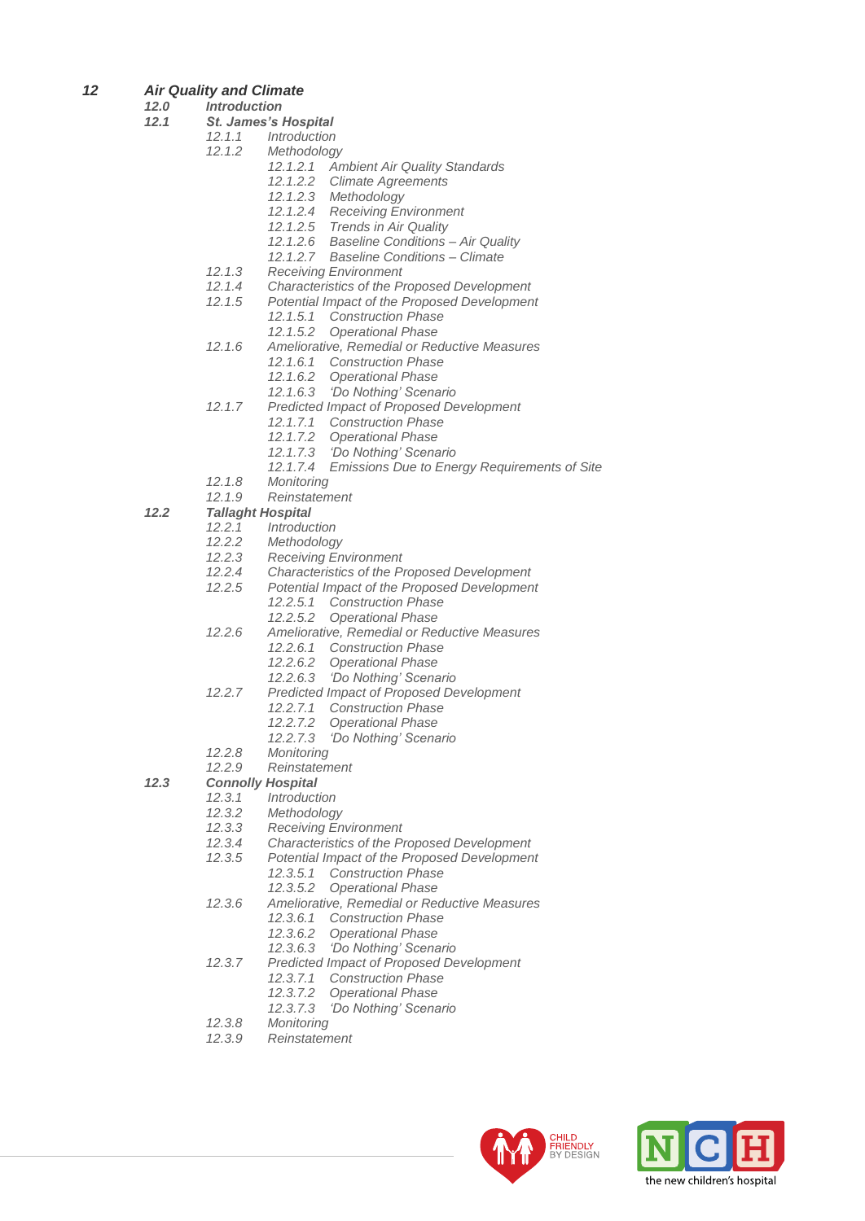## *12 Air Quality and Climate*

***12.0 Introduction***

***12.1 St. James's Hospital***

- *12.1.1 Introduction*
- *12.1.2 Methodology*
  - *12.1.2.1 Ambient Air Quality Standards*
  - *12.1.2.2 Climate Agreements*
  - *12.1.2.3 Methodology*
  - *12.1.2.4 Receiving Environment*
  - *12.1.2.5 Trends in Air Quality*
  - *12.1.2.6 Baseline Conditions – Air Quality*
  - *12.1.2.7 Baseline Conditions – Climate*
- *12.1.3 Receiving Environment*
- *12.1.4 Characteristics of the Proposed Development*
- *12.1.5 Potential Impact of the Proposed Development*
  - *12.1.5.1 Construction Phase*
  - *12.1.5.2 Operational Phase*
- *12.1.6 Ameliorative, Remedial or Reductive Measures*
  - *12.1.6.1 Construction Phase*
  - *12.1.6.2 Operational Phase*
  - *12.1.6.3 'Do Nothing' Scenario*
- *12.1.7 Predicted Impact of Proposed Development*
  - *12.1.7.1 Construction Phase*
  - *12.1.7.2 Operational Phase*
  - *12.1.7.3 'Do Nothing' Scenario*
  - *12.1.7.4 Emissions Due to Energy Requirements of Site*
- *12.1.8 Monitoring*
- *12.1.9 Reinstatement*

***12.2 Tallaght Hospital***

- *12.2.1 Introduction*
- *12.2.2 Methodology*
- *12.2.3 Receiving Environment*
- *12.2.4 Characteristics of the Proposed Development*
- *12.2.5 Potential Impact of the Proposed Development*
  - *12.2.5.1 Construction Phase*
  - *12.2.5.2 Operational Phase*
- *12.2.6 Ameliorative, Remedial or Reductive Measures*
  - *12.2.6.1 Construction Phase*
  - *12.2.6.2 Operational Phase*
  - *12.2.6.3 'Do Nothing' Scenario*
- *12.2.7 Predicted Impact of Proposed Development*
  - *12.2.7.1 Construction Phase*
  - *12.2.7.2 Operational Phase*
  - *12.2.7.3 'Do Nothing' Scenario*
- *12.2.8 Monitoring*
- *12.2.9 Reinstatement*

***12.3 Connolly Hospital***

- *12.3.1 Introduction*
- *12.3.2 Methodology*
- *12.3.3 Receiving Environment*
- *12.3.4 Characteristics of the Proposed Development*
- *12.3.5 Potential Impact of the Proposed Development*
  - *12.3.5.1 Construction Phase*
  - *12.3.5.2 Operational Phase*
- *12.3.6 Ameliorative, Remedial or Reductive Measures*
  - *12.3.6.1 Construction Phase*
  - *12.3.6.2 Operational Phase*
  - *12.3.6.3 'Do Nothing' Scenario*
- *12.3.7 Predicted Impact of Proposed Development*
  - *12.3.7.1 Construction Phase*
  - *12.3.7.2 Operational Phase*
  - *12.3.7.3 'Do Nothing' Scenario*
- *12.3.8 Monitoring*
- *12.3.9 Reinstatement*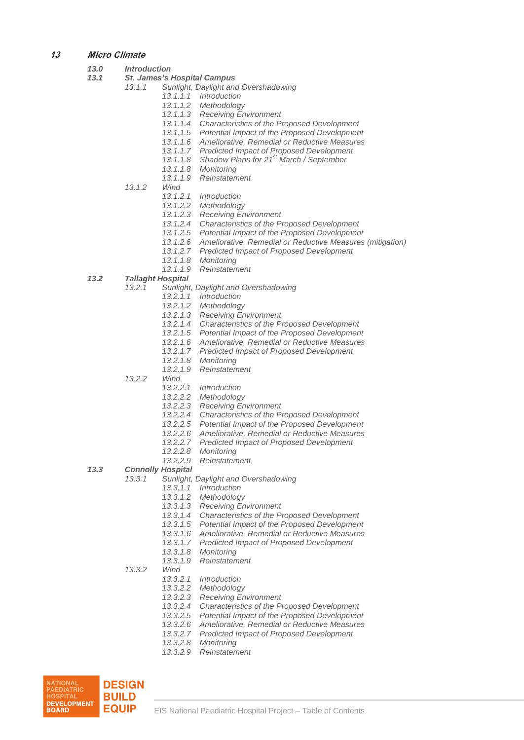**13 *Micro Climate***

- ***13.0 Introduction***
- ***13.1 St. James's Hospital Campus***
  - *13.1.1 Sunlight, Daylight and Overshadowing*
    - *13.1.1.1 Introduction*
    - *13.1.1.2 Methodology*
    - *13.1.1.3 Receiving Environment*
    - *13.1.1.4 Characteristics of the Proposed Development*
    - *13.1.1.5 Potential Impact of the Proposed Development*
    - *13.1.1.6 Ameliorative, Remedial or Reductive Measures*
    - *13.1.1.7 Predicted Impact of Proposed Development*
    - *13.1.1.8 Shadow Plans for 21st March / September*
    - *13.1.1.8 Monitoring*
    - *13.1.1.9 Reinstatement*
  - *13.1.2 Wind*
    - *13.1.2.1 Introduction*
    - *13.1.2.2 Methodology*
    - *13.1.2.3 Receiving Environment*
    - *13.1.2.4 Characteristics of the Proposed Development*
    - *13.1.2.5 Potential Impact of the Proposed Development*
    - *13.1.2.6 Ameliorative, Remedial or Reductive Measures (mitigation)*
    - *13.1.2.7 Predicted Impact of Proposed Development*
    - *13.1.1.8 Monitoring*
    - *13.1.1.9 Reinstatement*
- ***13.2 Tallaght Hospital***
  - *13.2.1 Sunlight, Daylight and Overshadowing*
    - *13.2.1.1 Introduction*
    - *13.2.1.2 Methodology*
    - *13.2.1.3 Receiving Environment*
    - *13.2.1.4 Characteristics of the Proposed Development*
    - *13.2.1.5 Potential Impact of the Proposed Development*
    - *13.2.1.6 Ameliorative, Remedial or Reductive Measures*
    - *13.2.1.7 Predicted Impact of Proposed Development*
    - *13.2.1.8 Monitoring*
    - *13.2.1.9 Reinstatement*
  - *13.2.2 Wind*
    - *13.2.2.1 Introduction*
    - *13.2.2.2 Methodology*
    - *13.2.2.3 Receiving Environment*
    - *13.2.2.4 Characteristics of the Proposed Development*
    - *13.2.2.5 Potential Impact of the Proposed Development*
    - *13.2.2.6 Ameliorative, Remedial or Reductive Measures*
    - *13.2.2.7 Predicted Impact of Proposed Development*
    - *13.2.2.8 Monitoring*
    - *13.2.2.9 Reinstatement*
- ***13.3 Connolly Hospital***
  - *13.3.1 Sunlight, Daylight and Overshadowing*
    - *13.3.1.1 Introduction*
    - *13.3.1.2 Methodology*
    - *13.3.1.3 Receiving Environment*
    - *13.3.1.4 Characteristics of the Proposed Development*
    - *13.3.1.5 Potential Impact of the Proposed Development*
    - *13.3.1.6 Ameliorative, Remedial or Reductive Measures*
    - *13.3.1.7 Predicted Impact of Proposed Development*
    - *13.3.1.8 Monitoring*
    - *13.3.1.9 Reinstatement*
  - *13.3.2 Wind*
    - *13.3.2.1 Introduction*
    - *13.3.2.2 Methodology*
    - *13.3.2.3 Receiving Environment*
    - *13.3.2.4 Characteristics of the Proposed Development*
    - *13.3.2.5 Potential Impact of the Proposed Development*
    - *13.3.2.6 Ameliorative, Remedial or Reductive Measures*
    - *13.3.2.7 Predicted Impact of Proposed Development*
    - *13.3.2.8 Monitoring*
    - *13.3.2.9 Reinstatement*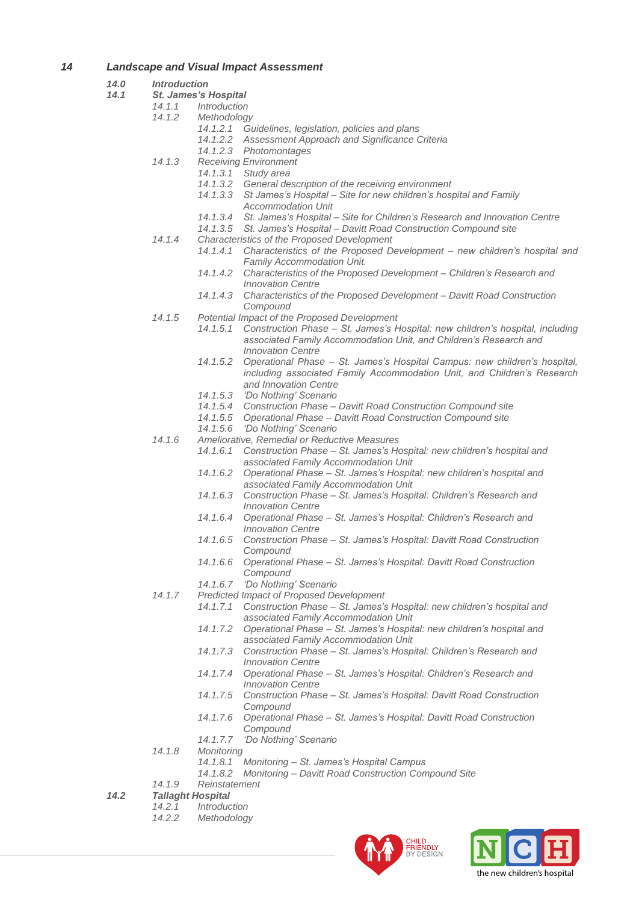# *14 Landscape and Visual Impact Assessment*

- ***14.0 Introduction***
- ***14.1 St. James's Hospital***
  - *14.1.1 Introduction*
  - *14.1.2 Methodology*
    - *14.1.2.1 Guidelines, legislation, policies and plans*
    - *14.1.2.2 Assessment Approach and Significance Criteria*
    - *14.1.2.3 Photomontages*
  - *14.1.3 Receiving Environment*
    - *14.1.3.1 Study area*
    - *14.1.3.2 General description of the receiving environment*
    - *14.1.3.3 St James's Hospital – Site for new children's hospital and Family Accommodation Unit*
    - *14.1.3.4 St. James's Hospital – Site for Children's Research and Innovation Centre*
    - *14.1.3.5 St. James's Hospital – Davitt Road Construction Compound site*
  - *14.1.4 Characteristics of the Proposed Development*
    - *14.1.4.1 Characteristics of the Proposed Development – new children's hospital and Family Accommodation Unit.*
    - *14.1.4.2 Characteristics of the Proposed Development – Children's Research and Innovation Centre*
    - *14.1.4.3 Characteristics of the Proposed Development – Davitt Road Construction Compound*
  - *14.1.5 Potential Impact of the Proposed Development*
    - *14.1.5.1 Construction Phase – St. James's Hospital: new children's hospital, including associated Family Accommodation Unit, and Children's Research and Innovation Centre*
    - *14.1.5.2 Operational Phase – St. James's Hospital Campus: new children's hospital, including associated Family Accommodation Unit, and Children's Research and Innovation Centre*
    - *14.1.5.3 'Do Nothing' Scenario*
    - *14.1.5.4 Construction Phase – Davitt Road Construction Compound site*
    - *14.1.5.5 Operational Phase – Davitt Road Construction Compound site*
    - *14.1.5.6 'Do Nothing' Scenario*
  - *14.1.6 Ameliorative, Remedial or Reductive Measures*
    - *14.1.6.1 Construction Phase – St. James's Hospital: new children's hospital and associated Family Accommodation Unit*
    - *14.1.6.2 Operational Phase – St. James's Hospital: new children's hospital and associated Family Accommodation Unit*
    - *14.1.6.3 Construction Phase – St. James's Hospital: Children's Research and Innovation Centre*
    - *14.1.6.4 Operational Phase – St. James's Hospital: Children's Research and Innovation Centre*
    - *14.1.6.5 Construction Phase – St. James's Hospital: Davitt Road Construction Compound*
    - *14.1.6.6 Operational Phase – St. James's Hospital: Davitt Road Construction Compound*
    - *14.1.6.7 'Do Nothing' Scenario*
  - *14.1.7 Predicted Impact of Proposed Development*
    - *14.1.7.1 Construction Phase – St. James's Hospital: new children's hospital and associated Family Accommodation Unit*
    - *14.1.7.2 Operational Phase – St. James's Hospital: new children's hospital and associated Family Accommodation Unit*
    - *14.1.7.3 Construction Phase – St. James's Hospital: Children's Research and Innovation Centre*
    - *14.1.7.4 Operational Phase – St. James's Hospital: Children's Research and Innovation Centre*
    - *14.1.7.5 Construction Phase – St. James's Hospital: Davitt Road Construction Compound*
    - *14.1.7.6 Operational Phase – St. James's Hospital: Davitt Road Construction Compound*
    - *14.1.7.7 'Do Nothing' Scenario*
  - *14.1.8 Monitoring*
    - *14.1.8.1 Monitoring – St. James's Hospital Campus*
    - *14.1.8.2 Monitoring – Davitt Road Construction Compound Site*
  - *14.1.9 Reinstatement*
- ***14.2 Tallaght Hospital***
  - *14.2.1 Introduction*
  - *14.2.2 Methodology*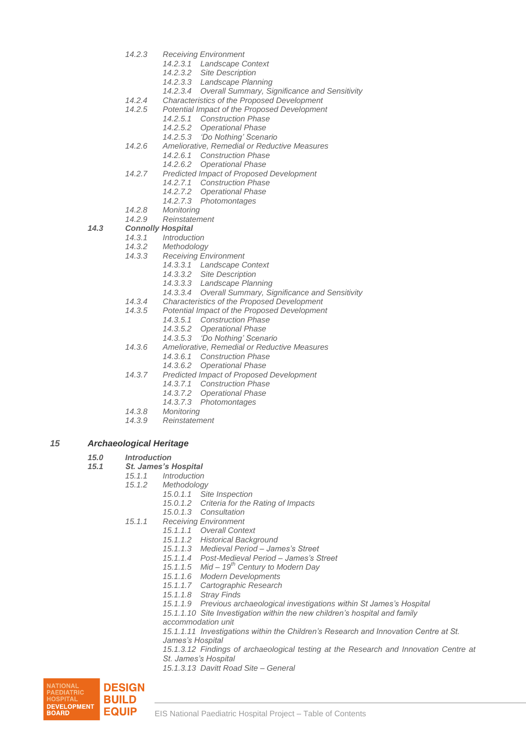- *14.2.3 Receiving Environment*
  - *14.2.3.1 Landscape Context*
  - *14.2.3.2 Site Description*
  - *14.2.3.3 Landscape Planning*
  - *14.2.3.4 Overall Summary, Significance and Sensitivity*
- *14.2.4 Characteristics of the Proposed Development*
- *14.2.5 Potential Impact of the Proposed Development*
  - *14.2.5.1 Construction Phase*
  - *14.2.5.2 Operational Phase*
  - *14.2.5.3 'Do Nothing' Scenario*
- *14.2.6 Ameliorative, Remedial or Reductive Measures*
  - *14.2.6.1 Construction Phase*
  - *14.2.6.2 Operational Phase*
- *14.2.7 Predicted Impact of Proposed Development*
  - *14.2.7.1 Construction Phase*
  - *14.2.7.2 Operational Phase*
  - *14.2.7.3 Photomontages*
- *14.2.8 Monitoring*
- *14.2.9 Reinstatement*

***14.3 Connolly Hospital***

- *14.3.1 Introduction*
- *14.3.2 Methodology*
- *14.3.3 Receiving Environment*
  - *14.3.3.1 Landscape Context*
  - *14.3.3.2 Site Description*
  - *14.3.3.3 Landscape Planning*
  - *14.3.3.4 Overall Summary, Significance and Sensitivity*
- *14.3.4 Characteristics of the Proposed Development*
- *14.3.5 Potential Impact of the Proposed Development*
  - *14.3.5.1 Construction Phase*
  - *14.3.5.2 Operational Phase*
  - *14.3.5.3 'Do Nothing' Scenario*
- *14.3.6 Ameliorative, Remedial or Reductive Measures*
  - *14.3.6.1 Construction Phase*
  - *14.3.6.2 Operational Phase*
- *14.3.7 Predicted Impact of Proposed Development*
  - *14.3.7.1 Construction Phase*
  - *14.3.7.2 Operational Phase*
  - *14.3.7.3 Photomontages*
- *14.3.8 Monitoring*
- *14.3.9 Reinstatement*

## *15 Archaeological Heritage*

***15.0 Introduction***

***15.1 St. James's Hospital***

- *15.1.1 Introduction*
- *15.1.2 Methodology*
  - *15.0.1.1 Site Inspection*
  - *15.0.1.2 Criteria for the Rating of Impacts*
  - *15.0.1.3 Consultation*
- *15.1.1 Receiving Environment*
  - *15.1.1.1 Overall Context*
  - *15.1.1.2 Historical Background*
  - *15.1.1.3 Medieval Period – James's Street*
  - *15.1.1.4 Post-Medieval Period – James's Street*
  - *15.1.1.5 Mid – 19th Century to Modern Day*
  - *15.1.1.6 Modern Developments*
  - *15.1.1.7 Cartographic Research*
  - *15.1.1.8 Stray Finds*
  - *15.1.1.9 Previous archaeological investigations within St James's Hospital*
  - *15.1.1.10 Site Investigation within the new children's hospital and family accommodation unit*
  - *15.1.1.11 Investigations within the Children's Research and Innovation Centre at St. James's Hospital*
  - *15.1.3.12 Findings of archaeological testing at the Research and Innovation Centre at St. James's Hospital*
  - *15.1.3.13 Davitt Road Site – General*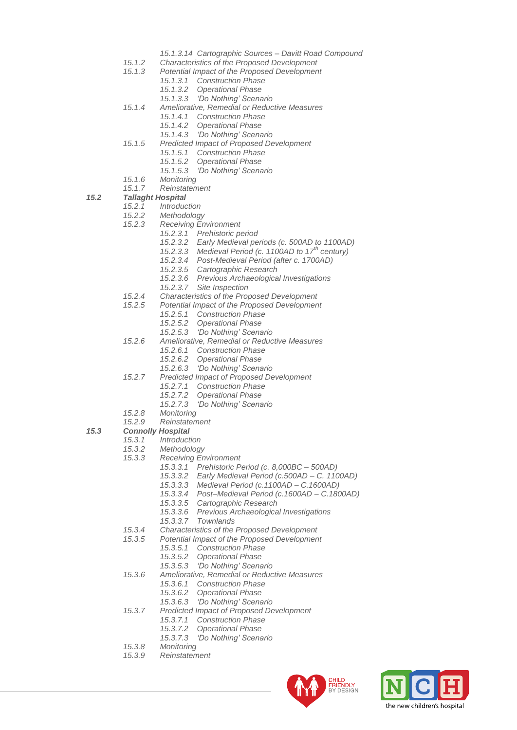- *15.1.3.14 Cartographic Sources – Davitt Road Compound*
- *15.1.2 Characteristics of the Proposed Development*
- *15.1.3 Potential Impact of the Proposed Development*
  - *15.1.3.1 Construction Phase*
  - *15.1.3.2 Operational Phase*
  - *15.1.3.3 'Do Nothing' Scenario*
- *15.1.4 Ameliorative, Remedial or Reductive Measures*
  - *15.1.4.1 Construction Phase*
  - *15.1.4.2 Operational Phase*
  - *15.1.4.3 'Do Nothing' Scenario*
- *15.1.5 Predicted Impact of Proposed Development*
  - *15.1.5.1 Construction Phase*
  - *15.1.5.2 Operational Phase*
  - *15.1.5.3 'Do Nothing' Scenario*
- *15.1.6 Monitoring*
- *15.1.7 Reinstatement*

***15.2 Tallaght Hospital***

- *15.2.1 Introduction*
- *15.2.2 Methodology*
- *15.2.3 Receiving Environment*
  - *15.2.3.1 Prehistoric period*
  - *15.2.3.2 Early Medieval periods (c. 500AD to 1100AD)*
  - *15.2.3.3 Medieval Period (c. 1100AD to 17th century)*
  - *15.2.3.4 Post-Medieval Period (after c. 1700AD)*
  - *15.2.3.5 Cartographic Research*
  - *15.2.3.6 Previous Archaeological Investigations*
  - *15.2.3.7 Site Inspection*
- *15.2.4 Characteristics of the Proposed Development*
- *15.2.5 Potential Impact of the Proposed Development*
  - *15.2.5.1 Construction Phase*
  - *15.2.5.2 Operational Phase*
  - *15.2.5.3 'Do Nothing' Scenario*
- *15.2.6 Ameliorative, Remedial or Reductive Measures*
  - *15.2.6.1 Construction Phase*
  - *15.2.6.2 Operational Phase*
  - *15.2.6.3 'Do Nothing' Scenario*
- *15.2.7 Predicted Impact of Proposed Development*
  - *15.2.7.1 Construction Phase*
  - *15.2.7.2 Operational Phase*
  - *15.2.7.3 'Do Nothing' Scenario*
- *15.2.8 Monitoring*
- *15.2.9 Reinstatement*

***15.3 Connolly Hospital***

- *15.3.1 Introduction*
- *15.3.2 Methodology*
- *15.3.3 Receiving Environment*
  - *15.3.3.1 Prehistoric Period (c. 8,000BC – 500AD)*
  - *15.3.3.2 Early Medieval Period (c.500AD – C. 1100AD)*
  - *15.3.3.3 Medieval Period (c.1100AD – C.1600AD)*
  - *15.3.3.4 Post–Medieval Period (c.1600AD – C.1800AD)*
  - *15.3.3.5 Cartographic Research*
  - *15.3.3.6 Previous Archaeological Investigations*
  - *15.3.3.7 Townlands*
- *15.3.4 Characteristics of the Proposed Development*
- *15.3.5 Potential Impact of the Proposed Development*
  - *15.3.5.1 Construction Phase*
  - *15.3.5.2 Operational Phase*
  - *15.3.5.3 'Do Nothing' Scenario*
- *15.3.6 Ameliorative, Remedial or Reductive Measures*
  - *15.3.6.1 Construction Phase*
  - *15.3.6.2 Operational Phase*
  - *15.3.6.3 'Do Nothing' Scenario*
- *15.3.7 Predicted Impact of Proposed Development*
  - *15.3.7.1 Construction Phase*
  - *15.3.7.2 Operational Phase*
  - *15.3.7.3 'Do Nothing' Scenario*
- *15.3.8 Monitoring*
- *15.3.9 Reinstatement*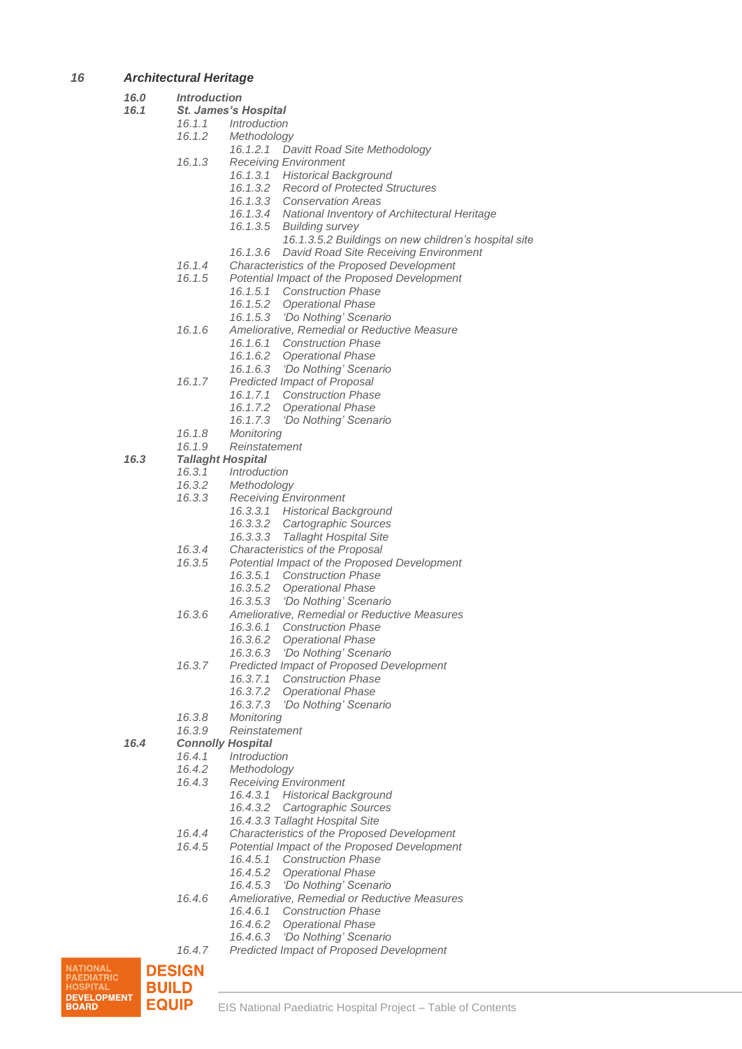*16 Architectural Heritage*

- *16.0 Introduction*
- *16.1 St. James's Hospital*
  - *16.1.1 Introduction*
  - *16.1.2 Methodology*
    - *16.1.2.1 Davitt Road Site Methodology*
  - *16.1.3 Receiving Environment*
    - *16.1.3.1 Historical Background*
    - *16.1.3.2 Record of Protected Structures*
    - *16.1.3.3 Conservation Areas*
    - *16.1.3.4 National Inventory of Architectural Heritage*
    - *16.1.3.5 Building survey*
      - *16.1.3.5.2 Buildings on new children's hospital site*
    - *16.1.3.6 David Road Site Receiving Environment*
  - *16.1.4 Characteristics of the Proposed Development*
  - *16.1.5 Potential Impact of the Proposed Development*
    - *16.1.5.1 Construction Phase*
    - *16.1.5.2 Operational Phase*
    - *16.1.5.3 'Do Nothing' Scenario*
  - *16.1.6 Ameliorative, Remedial or Reductive Measure*
    - *16.1.6.1 Construction Phase*
    - *16.1.6.2 Operational Phase*
    - *16.1.6.3 'Do Nothing' Scenario*
  - *16.1.7 Predicted Impact of Proposal*
    - *16.1.7.1 Construction Phase*
    - *16.1.7.2 Operational Phase*
    - *16.1.7.3 'Do Nothing' Scenario*
  - *16.1.8 Monitoring*
  - *16.1.9 Reinstatement*
- *16.3 Tallaght Hospital*
  - *16.3.1 Introduction*
  - *16.3.2 Methodology*
  - *16.3.3 Receiving Environment*
    - *16.3.3.1 Historical Background*
    - *16.3.3.2 Cartographic Sources*
    - *16.3.3.3 Tallaght Hospital Site*
  - *16.3.4 Characteristics of the Proposal*
  - *16.3.5 Potential Impact of the Proposed Development*
    - *16.3.5.1 Construction Phase*
    - *16.3.5.2 Operational Phase*
    - *16.3.5.3 'Do Nothing' Scenario*
  - *16.3.6 Ameliorative, Remedial or Reductive Measures*
    - *16.3.6.1 Construction Phase*
    - *16.3.6.2 Operational Phase*
    - *16.3.6.3 'Do Nothing' Scenario*
  - *16.3.7 Predicted Impact of Proposed Development*
    - *16.3.7.1 Construction Phase*
    - *16.3.7.2 Operational Phase*
    - *16.3.7.3 'Do Nothing' Scenario*
  - *16.3.8 Monitoring*
  - *16.3.9 Reinstatement*
- *16.4 Connolly Hospital*
  - *16.4.1 Introduction*
  - *16.4.2 Methodology*
  - *16.4.3 Receiving Environment*
    - *16.4.3.1 Historical Background*
    - *16.4.3.2 Cartographic Sources*
    - *16.4.3.3 Tallaght Hospital Site*
  - *16.4.4 Characteristics of the Proposed Development*
  - *16.4.5 Potential Impact of the Proposed Development*
    - *16.4.5.1 Construction Phase*
    - *16.4.5.2 Operational Phase*
    - *16.4.5.3 'Do Nothing' Scenario*
  - *16.4.6 Ameliorative, Remedial or Reductive Measures*
    - *16.4.6.1 Construction Phase*
    - *16.4.6.2 Operational Phase*
    - *16.4.6.3 'Do Nothing' Scenario*
  - *16.4.7 Predicted Impact of Proposed Development*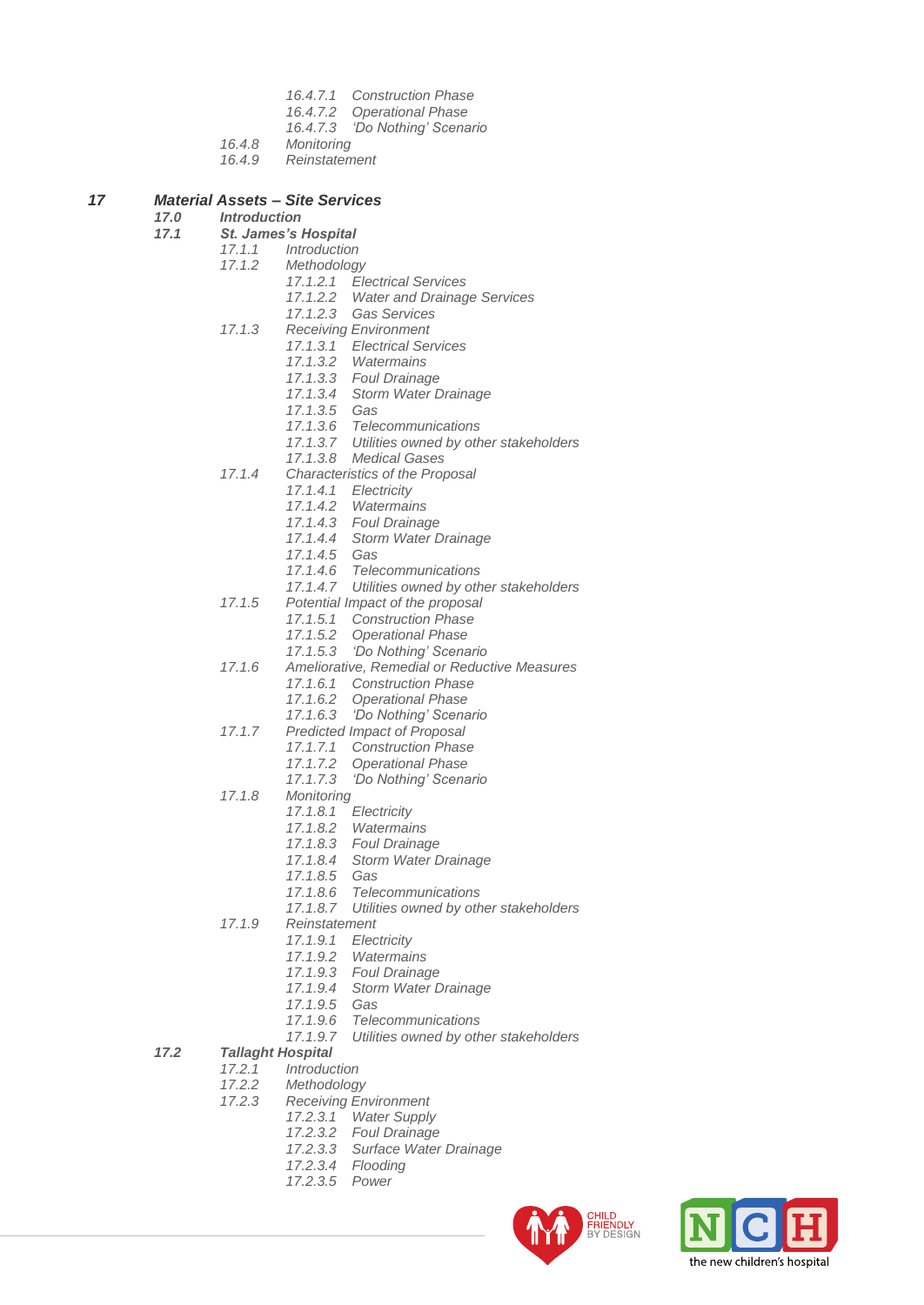*16.4.7.1 Construction Phase*
*16.4.7.2 Operational Phase*
*16.4.7.3 'Do Nothing' Scenario*
*16.4.8 Monitoring*
*16.4.9 Reinstatement*

***17 Material Assets – Site Services***

***17.0 Introduction***

***17.1 St. James's Hospital***

*17.1.1 Introduction*
*17.1.2 Methodology*
*17.1.2.1 Electrical Services*
*17.1.2.2 Water and Drainage Services*
*17.1.2.3 Gas Services*
*17.1.3 Receiving Environment*
*17.1.3.1 Electrical Services*
*17.1.3.2 Watermains*
*17.1.3.3 Foul Drainage*
*17.1.3.4 Storm Water Drainage*
*17.1.3.5 Gas*
*17.1.3.6 Telecommunications*
*17.1.3.7 Utilities owned by other stakeholders*
*17.1.3.8 Medical Gases*
*17.1.4 Characteristics of the Proposal*
*17.1.4.1 Electricity*
*17.1.4.2 Watermains*
*17.1.4.3 Foul Drainage*
*17.1.4.4 Storm Water Drainage*
*17.1.4.5 Gas*
*17.1.4.6 Telecommunications*
*17.1.4.7 Utilities owned by other stakeholders*
*17.1.5 Potential Impact of the proposal*
*17.1.5.1 Construction Phase*
*17.1.5.2 Operational Phase*
*17.1.5.3 'Do Nothing' Scenario*
*17.1.6 Ameliorative, Remedial or Reductive Measures*
*17.1.6.1 Construction Phase*
*17.1.6.2 Operational Phase*
*17.1.6.3 'Do Nothing' Scenario*
*17.1.7 Predicted Impact of Proposal*
*17.1.7.1 Construction Phase*
*17.1.7.2 Operational Phase*
*17.1.7.3 'Do Nothing' Scenario*
*17.1.8 Monitoring*
*17.1.8.1 Electricity*
*17.1.8.2 Watermains*
*17.1.8.3 Foul Drainage*
*17.1.8.4 Storm Water Drainage*
*17.1.8.5 Gas*
*17.1.8.6 Telecommunications*
*17.1.8.7 Utilities owned by other stakeholders*
*17.1.9 Reinstatement*
*17.1.9.1 Electricity*
*17.1.9.2 Watermains*
*17.1.9.3 Foul Drainage*
*17.1.9.4 Storm Water Drainage*
*17.1.9.5 Gas*
*17.1.9.6 Telecommunications*
*17.1.9.7 Utilities owned by other stakeholders*

***17.2 Tallaght Hospital***

*17.2.1 Introduction*
*17.2.2 Methodology*
*17.2.3 Receiving Environment*
*17.2.3.1 Water Supply*
*17.2.3.2 Foul Drainage*
*17.2.3.3 Surface Water Drainage*
*17.2.3.4 Flooding*
*17.2.3.5 Power*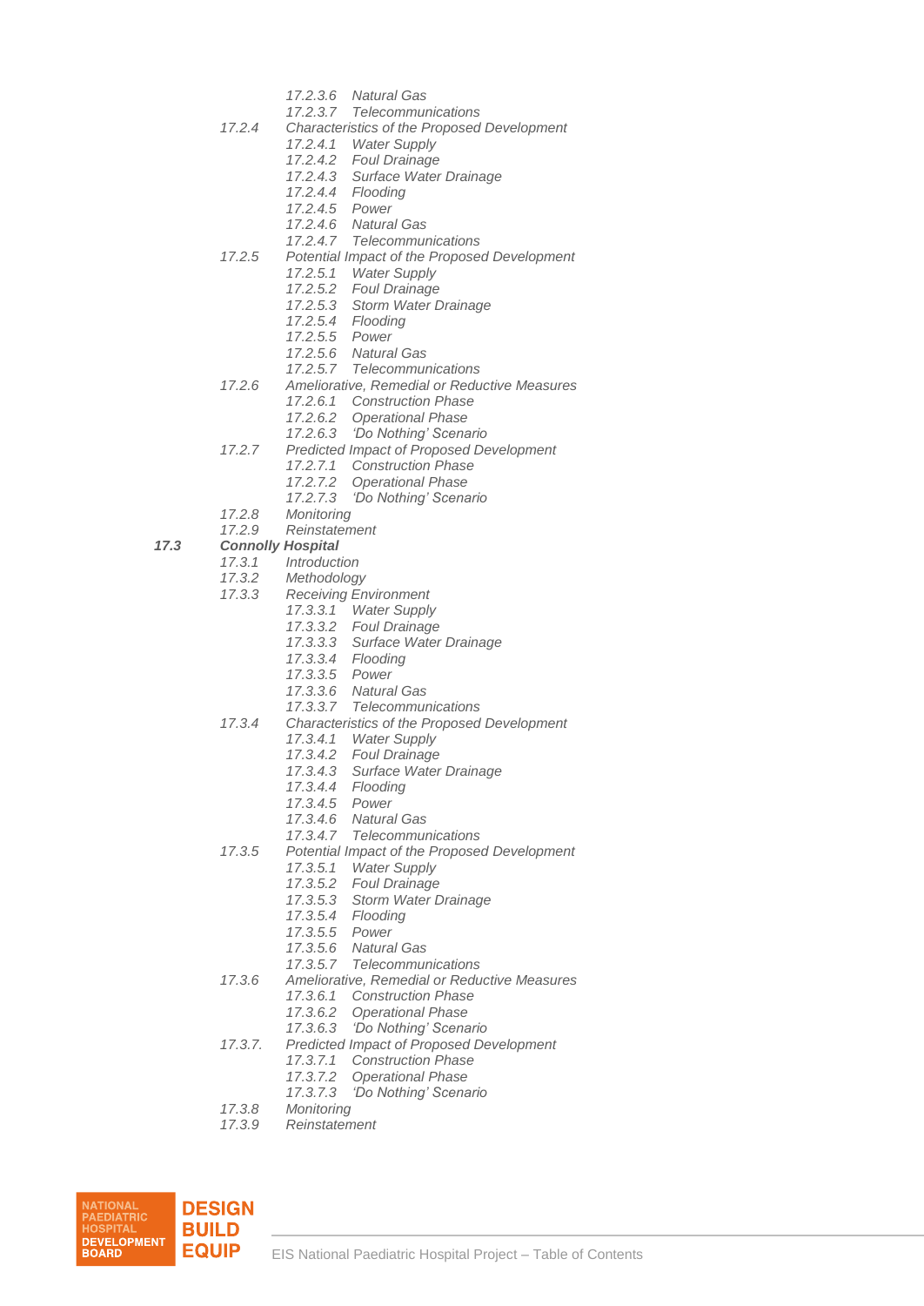*17.2.3.6 Natural Gas*
*17.2.3.7 Telecommunications*

*17.2.4 Characteristics of the Proposed Development*
*17.2.4.1 Water Supply*
*17.2.4.2 Foul Drainage*
*17.2.4.3 Surface Water Drainage*
*17.2.4.4 Flooding*
*17.2.4.5 Power*
*17.2.4.6 Natural Gas*
*17.2.4.7 Telecommunications*

*17.2.5 Potential Impact of the Proposed Development*
*17.2.5.1 Water Supply*
*17.2.5.2 Foul Drainage*
*17.2.5.3 Storm Water Drainage*
*17.2.5.4 Flooding*
*17.2.5.5 Power*
*17.2.5.6 Natural Gas*
*17.2.5.7 Telecommunications*

*17.2.6 Ameliorative, Remedial or Reductive Measures*
*17.2.6.1 Construction Phase*
*17.2.6.2 Operational Phase*
*17.2.6.3 'Do Nothing' Scenario*

*17.2.7 Predicted Impact of Proposed Development*
*17.2.7.1 Construction Phase*
*17.2.7.2 Operational Phase*
*17.2.7.3 'Do Nothing' Scenario*

*17.2.8 Monitoring*
*17.2.9 Reinstatement*

***17.3 Connolly Hospital***

*17.3.1 Introduction*
*17.3.2 Methodology*
*17.3.3 Receiving Environment*
*17.3.3.1 Water Supply*
*17.3.3.2 Foul Drainage*
*17.3.3.3 Surface Water Drainage*
*17.3.3.4 Flooding*
*17.3.3.5 Power*
*17.3.3.6 Natural Gas*
*17.3.3.7 Telecommunications*

*17.3.4 Characteristics of the Proposed Development*
*17.3.4.1 Water Supply*
*17.3.4.2 Foul Drainage*
*17.3.4.3 Surface Water Drainage*
*17.3.4.4 Flooding*
*17.3.4.5 Power*
*17.3.4.6 Natural Gas*
*17.3.4.7 Telecommunications*

*17.3.5 Potential Impact of the Proposed Development*
*17.3.5.1 Water Supply*
*17.3.5.2 Foul Drainage*
*17.3.5.3 Storm Water Drainage*
*17.3.5.4 Flooding*
*17.3.5.5 Power*
*17.3.5.6 Natural Gas*
*17.3.5.7 Telecommunications*

*17.3.6 Ameliorative, Remedial or Reductive Measures*
*17.3.6.1 Construction Phase*
*17.3.6.2 Operational Phase*
*17.3.6.3 'Do Nothing' Scenario*

*17.3.7. Predicted Impact of Proposed Development*
*17.3.7.1 Construction Phase*
*17.3.7.2 Operational Phase*
*17.3.7.3 'Do Nothing' Scenario*

*17.3.8 Monitoring*
*17.3.9 Reinstatement*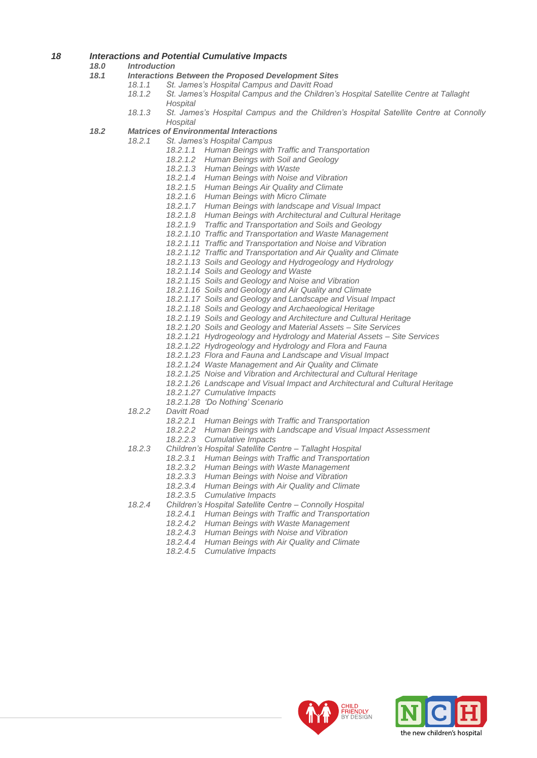*18 Interactions and Potential Cumulative Impacts*

*18.0 Introduction*

*18.1 Interactions Between the Proposed Development Sites*

- *18.1.1 St. James's Hospital Campus and Davitt Road*
- *18.1.2 St. James's Hospital Campus and the Children's Hospital Satellite Centre at Tallaght Hospital*
- *18.1.3 St. James's Hospital Campus and the Children's Hospital Satellite Centre at Connolly Hospital*

*18.2 Matrices of Environmental Interactions*

- *18.2.1 St. James's Hospital Campus*
  - *18.2.1.1 Human Beings with Traffic and Transportation*
  - *18.2.1.2 Human Beings with Soil and Geology*
  - *18.2.1.3 Human Beings with Waste*
  - *18.2.1.4 Human Beings with Noise and Vibration*
  - *18.2.1.5 Human Beings Air Quality and Climate*
  - *18.2.1.6 Human Beings with Micro Climate*
  - *18.2.1.7 Human Beings with landscape and Visual Impact*
  - *18.2.1.8 Human Beings with Architectural and Cultural Heritage*
  - *18.2.1.9 Traffic and Transportation and Soils and Geology*
  - *18.2.1.10 Traffic and Transportation and Waste Management*
  - *18.2.1.11 Traffic and Transportation and Noise and Vibration*
  - *18.2.1.12 Traffic and Transportation and Air Quality and Climate*
  - *18.2.1.13 Soils and Geology and Hydrogeology and Hydrology*
  - *18.2.1.14 Soils and Geology and Waste*
  - *18.2.1.15 Soils and Geology and Noise and Vibration*
  - *18.2.1.16 Soils and Geology and Air Quality and Climate*
  - *18.2.1.17 Soils and Geology and Landscape and Visual Impact*
  - *18.2.1.18 Soils and Geology and Archaeological Heritage*
  - *18.2.1.19 Soils and Geology and Architecture and Cultural Heritage*
  - *18.2.1.20 Soils and Geology and Material Assets – Site Services*
  - *18.2.1.21 Hydrogeology and Hydrology and Material Assets – Site Services*
  - *18.2.1.22 Hydrogeology and Hydrology and Flora and Fauna*
  - *18.2.1.23 Flora and Fauna and Landscape and Visual Impact*
  - *18.2.1.24 Waste Management and Air Quality and Climate*
  - *18.2.1.25 Noise and Vibration and Architectural and Cultural Heritage*
  - *18.2.1.26 Landscape and Visual Impact and Architectural and Cultural Heritage*
  - *18.2.1.27 Cumulative Impacts*
  - *18.2.1.28 'Do Nothing' Scenario*
- *18.2.2 Davitt Road*
  - *18.2.2.1 Human Beings with Traffic and Transportation*
  - *18.2.2.2 Human Beings with Landscape and Visual Impact Assessment*
  - *18.2.2.3 Cumulative Impacts*
- *18.2.3 Children's Hospital Satellite Centre – Tallaght Hospital*
  - *18.2.3.1 Human Beings with Traffic and Transportation*
  - *18.2.3.2 Human Beings with Waste Management*
  - *18.2.3.3 Human Beings with Noise and Vibration*
  - *18.2.3.4 Human Beings with Air Quality and Climate*
  - *18.2.3.5 Cumulative Impacts*
- *18.2.4 Children's Hospital Satellite Centre – Connolly Hospital*
  - *18.2.4.1 Human Beings with Traffic and Transportation*
  - *18.2.4.2 Human Beings with Waste Management*
  - *18.2.4.3 Human Beings with Noise and Vibration*
  - *18.2.4.4 Human Beings with Air Quality and Climate*
  - *18.2.4.5 Cumulative Impacts*